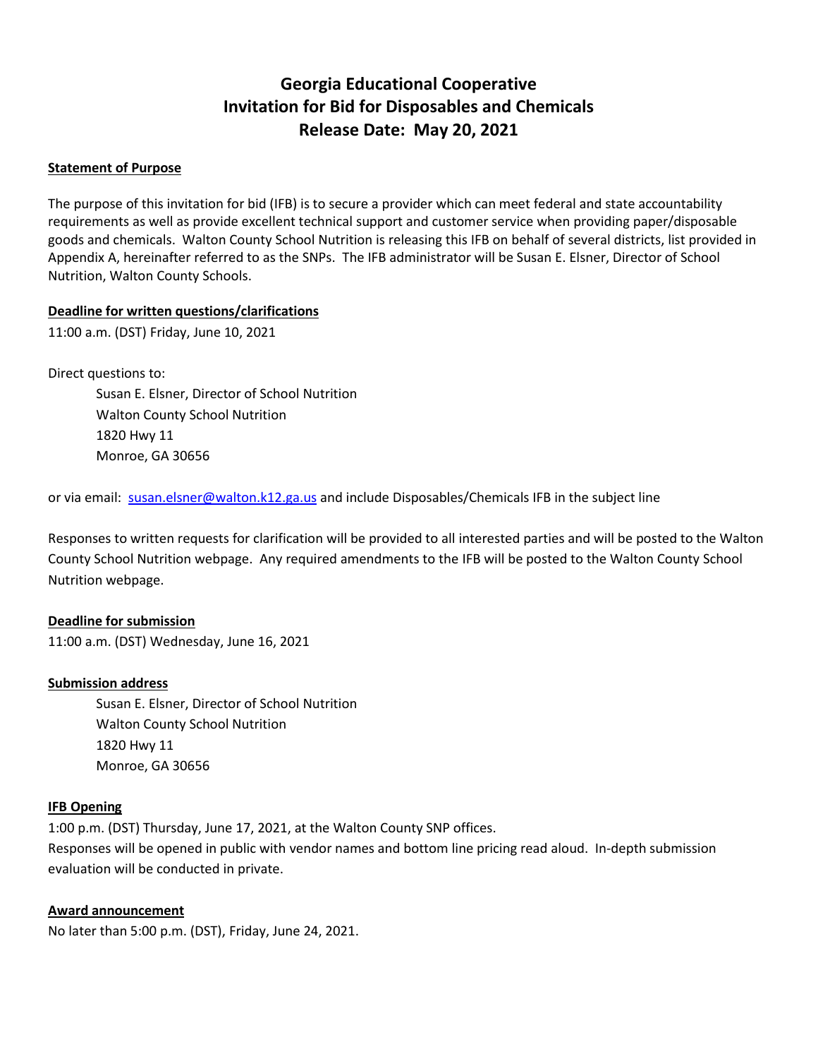# Georgia Educational Cooperative
# Invitation for Bid for Disposables and Chemicals
# Release Date: May 20, 2021

**Statement of Purpose**

The purpose of this invitation for bid (IFB) is to secure a provider which can meet federal and state accountability requirements as well as provide excellent technical support and customer service when providing paper/disposable goods and chemicals. Walton County School Nutrition is releasing this IFB on behalf of several districts, list provided in Appendix A, hereinafter referred to as the SNPs. The IFB administrator will be Susan E. Elsner, Director of School Nutrition, Walton County Schools.

**Deadline for written questions/clarifications**

11:00 a.m. (DST) Friday, June 10, 2021

Direct questions to:

Susan E. Elsner, Director of School Nutrition
Walton County School Nutrition
1820 Hwy 11
Monroe, GA 30656

or via email: susan.elsner@walton.k12.ga.us and include Disposables/Chemicals IFB in the subject line

Responses to written requests for clarification will be provided to all interested parties and will be posted to the Walton County School Nutrition webpage. Any required amendments to the IFB will be posted to the Walton County School Nutrition webpage.

**Deadline for submission**

11:00 a.m. (DST) Wednesday, June 16, 2021

**Submission address**

Susan E. Elsner, Director of School Nutrition
Walton County School Nutrition
1820 Hwy 11
Monroe, GA 30656

**IFB Opening**

1:00 p.m. (DST) Thursday, June 17, 2021, at the Walton County SNP offices.
Responses will be opened in public with vendor names and bottom line pricing read aloud. In-depth submission evaluation will be conducted in private.

**Award announcement**

No later than 5:00 p.m. (DST), Friday, June 24, 2021.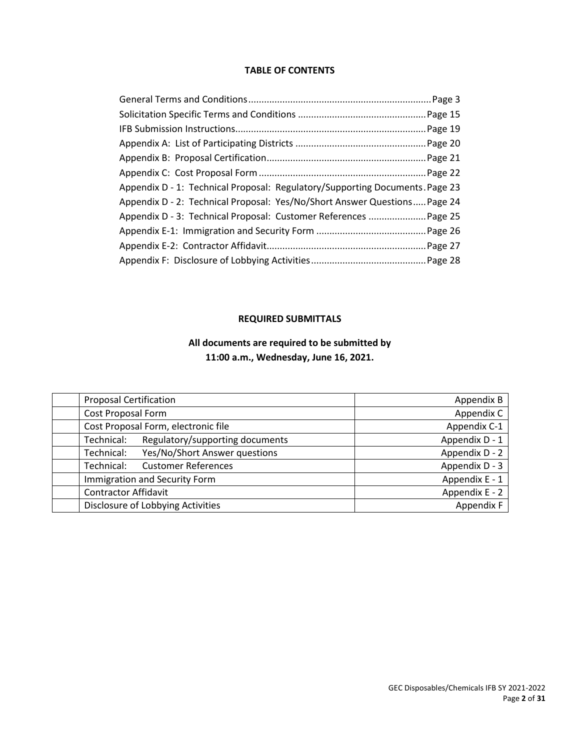## TABLE OF CONTENTS

General Terms and Conditions.....................................................................Page 3
Solicitation Specific Terms and Conditions .................................................Page 15
IFB Submission Instructions........................................................................Page 19
Appendix A: List of Participating Districts ..................................................Page 20
Appendix B: Proposal Certification............................................................Page 21
Appendix C: Cost Proposal Form ................................................................Page 22
Appendix D - 1: Technical Proposal: Regulatory/Supporting Documents.Page 23
Appendix D - 2: Technical Proposal: Yes/No/Short Answer Questions.....Page 24
Appendix D - 3: Technical Proposal: Customer References ......................Page 25
Appendix E-1: Immigration and Security Form ..........................................Page 26
Appendix E-2: Contractor Affidavit............................................................Page 27
Appendix F: Disclosure of Lobbying Activities............................................Page 28

## REQUIRED SUBMITTALS

**All documents are required to be submitted by**
**11:00 a.m., Wednesday, June 16, 2021.**

| | | |
|---|---|---|
| | Proposal Certification | Appendix B |
| | Cost Proposal Form | Appendix C |
| | Cost Proposal Form, electronic file | Appendix C-1 |
| | Technical: Regulatory/supporting documents | Appendix D - 1 |
| | Technical: Yes/No/Short Answer questions | Appendix D - 2 |
| | Technical: Customer References | Appendix D - 3 |
| | Immigration and Security Form | Appendix E - 1 |
| | Contractor Affidavit | Appendix E - 2 |
| | Disclosure of Lobbying Activities | Appendix F |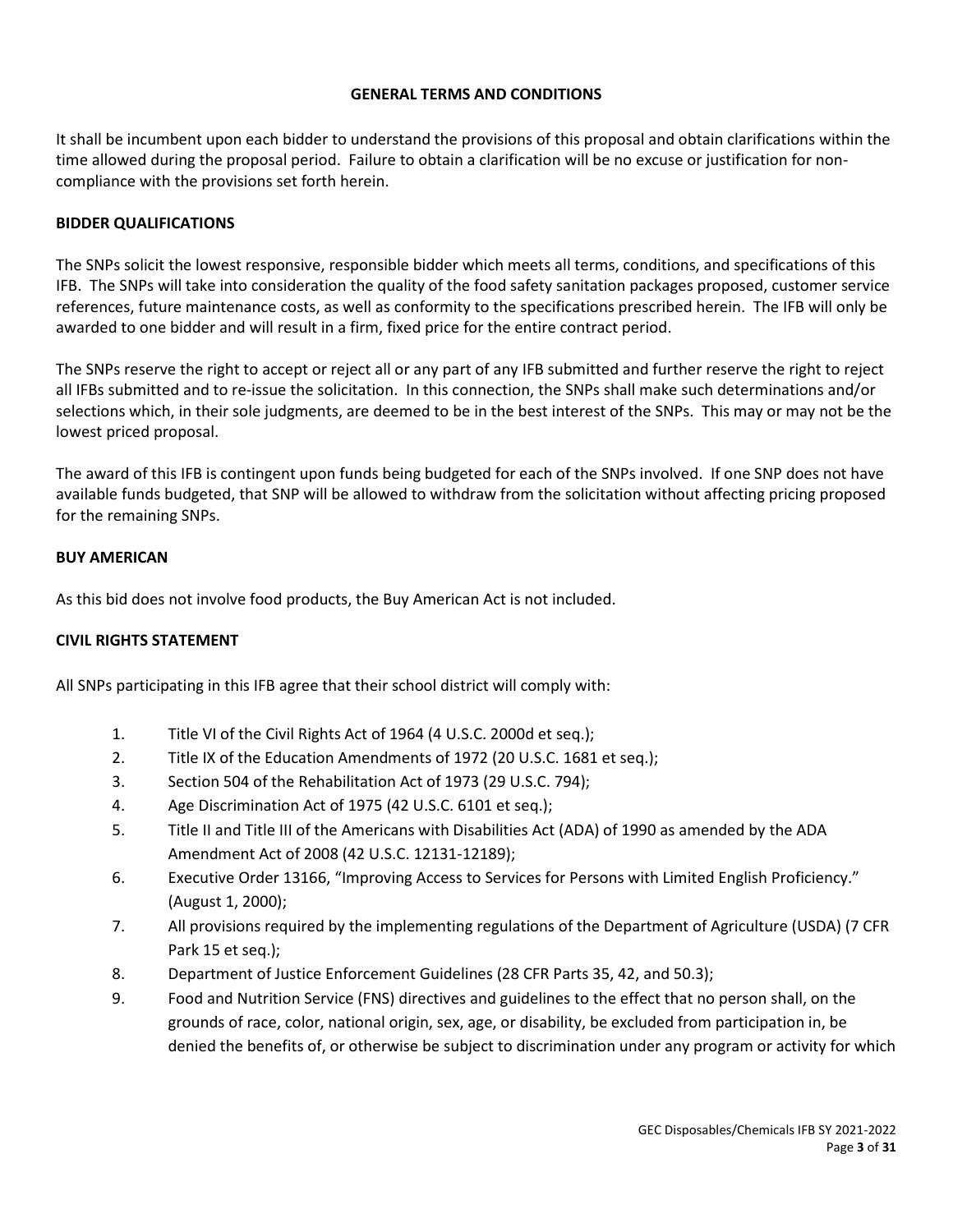## GENERAL TERMS AND CONDITIONS

It shall be incumbent upon each bidder to understand the provisions of this proposal and obtain clarifications within the time allowed during the proposal period. Failure to obtain a clarification will be no excuse or justification for non-compliance with the provisions set forth herein.

### BIDDER QUALIFICATIONS

The SNPs solicit the lowest responsive, responsible bidder which meets all terms, conditions, and specifications of this IFB. The SNPs will take into consideration the quality of the food safety sanitation packages proposed, customer service references, future maintenance costs, as well as conformity to the specifications prescribed herein. The IFB will only be awarded to one bidder and will result in a firm, fixed price for the entire contract period.

The SNPs reserve the right to accept or reject all or any part of any IFB submitted and further reserve the right to reject all IFBs submitted and to re-issue the solicitation. In this connection, the SNPs shall make such determinations and/or selections which, in their sole judgments, are deemed to be in the best interest of the SNPs. This may or may not be the lowest priced proposal.

The award of this IFB is contingent upon funds being budgeted for each of the SNPs involved. If one SNP does not have available funds budgeted, that SNP will be allowed to withdraw from the solicitation without affecting pricing proposed for the remaining SNPs.

### BUY AMERICAN

As this bid does not involve food products, the Buy American Act is not included.

### CIVIL RIGHTS STATEMENT

All SNPs participating in this IFB agree that their school district will comply with:

1. Title VI of the Civil Rights Act of 1964 (4 U.S.C. 2000d et seq.);
2. Title IX of the Education Amendments of 1972 (20 U.S.C. 1681 et seq.);
3. Section 504 of the Rehabilitation Act of 1973 (29 U.S.C. 794);
4. Age Discrimination Act of 1975 (42 U.S.C. 6101 et seq.);
5. Title II and Title III of the Americans with Disabilities Act (ADA) of 1990 as amended by the ADA Amendment Act of 2008 (42 U.S.C. 12131-12189);
6. Executive Order 13166, "Improving Access to Services for Persons with Limited English Proficiency." (August 1, 2000);
7. All provisions required by the implementing regulations of the Department of Agriculture (USDA) (7 CFR Park 15 et seq.);
8. Department of Justice Enforcement Guidelines (28 CFR Parts 35, 42, and 50.3);
9. Food and Nutrition Service (FNS) directives and guidelines to the effect that no person shall, on the grounds of race, color, national origin, sex, age, or disability, be excluded from participation in, be denied the benefits of, or otherwise be subject to discrimination under any program or activity for which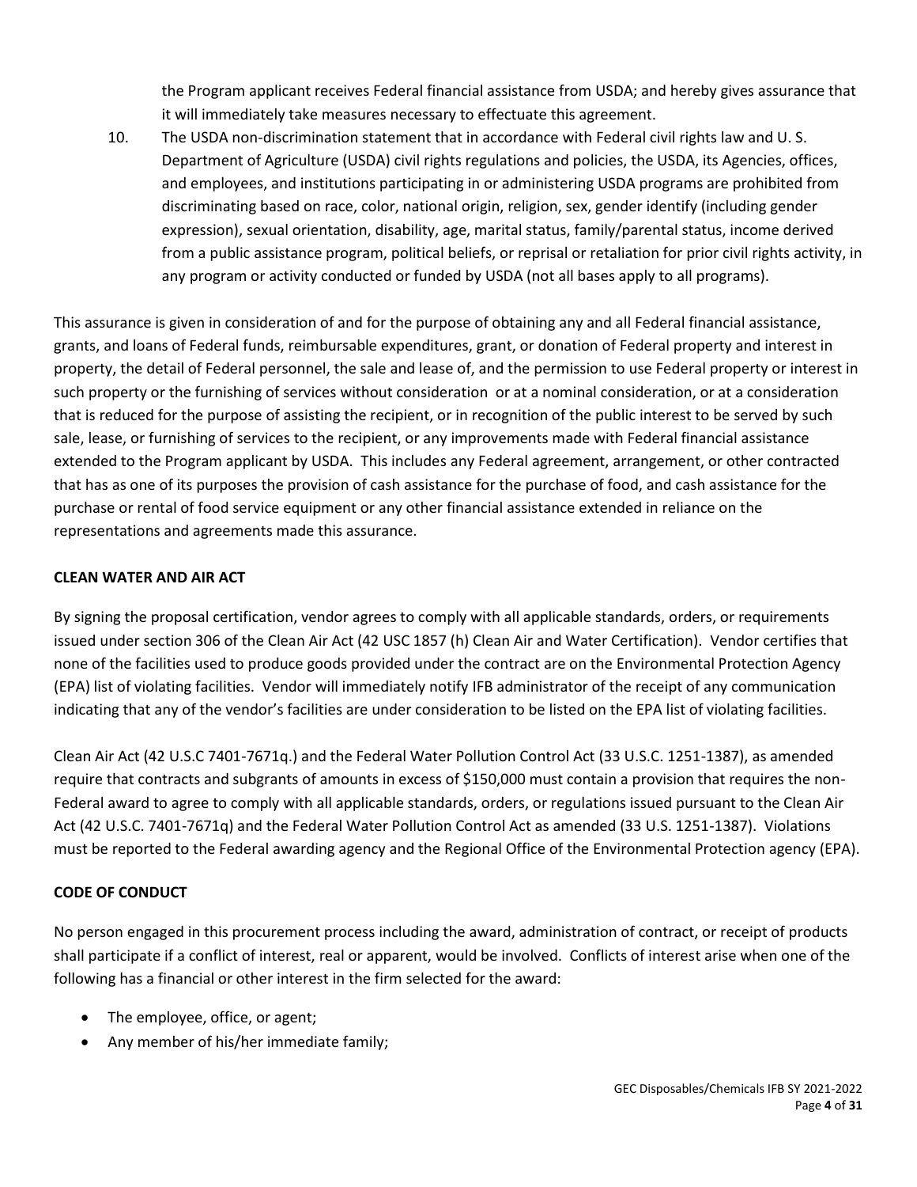the Program applicant receives Federal financial assistance from USDA; and hereby gives assurance that it will immediately take measures necessary to effectuate this agreement.

10. The USDA non-discrimination statement that in accordance with Federal civil rights law and U. S. Department of Agriculture (USDA) civil rights regulations and policies, the USDA, its Agencies, offices, and employees, and institutions participating in or administering USDA programs are prohibited from discriminating based on race, color, national origin, religion, sex, gender identify (including gender expression), sexual orientation, disability, age, marital status, family/parental status, income derived from a public assistance program, political beliefs, or reprisal or retaliation for prior civil rights activity, in any program or activity conducted or funded by USDA (not all bases apply to all programs).

This assurance is given in consideration of and for the purpose of obtaining any and all Federal financial assistance, grants, and loans of Federal funds, reimbursable expenditures, grant, or donation of Federal property and interest in property, the detail of Federal personnel, the sale and lease of, and the permission to use Federal property or interest in such property or the furnishing of services without consideration or at a nominal consideration, or at a consideration that is reduced for the purpose of assisting the recipient, or in recognition of the public interest to be served by such sale, lease, or furnishing of services to the recipient, or any improvements made with Federal financial assistance extended to the Program applicant by USDA. This includes any Federal agreement, arrangement, or other contracted that has as one of its purposes the provision of cash assistance for the purchase of food, and cash assistance for the purchase or rental of food service equipment or any other financial assistance extended in reliance on the representations and agreements made this assurance.

**CLEAN WATER AND AIR ACT**

By signing the proposal certification, vendor agrees to comply with all applicable standards, orders, or requirements issued under section 306 of the Clean Air Act (42 USC 1857 (h) Clean Air and Water Certification). Vendor certifies that none of the facilities used to produce goods provided under the contract are on the Environmental Protection Agency (EPA) list of violating facilities. Vendor will immediately notify IFB administrator of the receipt of any communication indicating that any of the vendor's facilities are under consideration to be listed on the EPA list of violating facilities.

Clean Air Act (42 U.S.C 7401-7671q.) and the Federal Water Pollution Control Act (33 U.S.C. 1251-1387), as amended require that contracts and subgrants of amounts in excess of $150,000 must contain a provision that requires the non-Federal award to agree to comply with all applicable standards, orders, or regulations issued pursuant to the Clean Air Act (42 U.S.C. 7401-7671q) and the Federal Water Pollution Control Act as amended (33 U.S. 1251-1387). Violations must be reported to the Federal awarding agency and the Regional Office of the Environmental Protection agency (EPA).

**CODE OF CONDUCT**

No person engaged in this procurement process including the award, administration of contract, or receipt of products shall participate if a conflict of interest, real or apparent, would be involved. Conflicts of interest arise when one of the following has a financial or other interest in the firm selected for the award:

- The employee, office, or agent;
- Any member of his/her immediate family;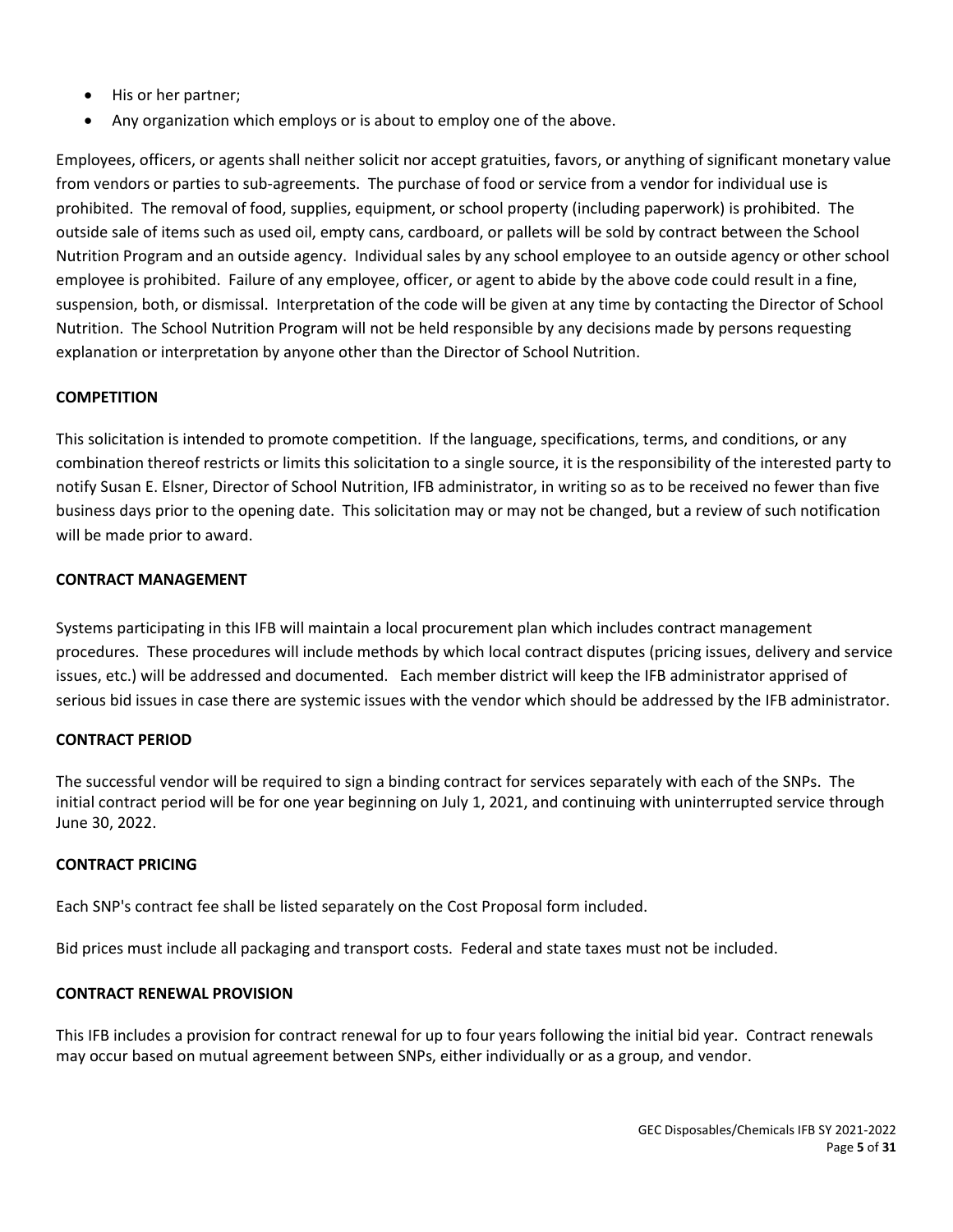- His or her partner;
- Any organization which employs or is about to employ one of the above.

Employees, officers, or agents shall neither solicit nor accept gratuities, favors, or anything of significant monetary value from vendors or parties to sub-agreements. The purchase of food or service from a vendor for individual use is prohibited. The removal of food, supplies, equipment, or school property (including paperwork) is prohibited. The outside sale of items such as used oil, empty cans, cardboard, or pallets will be sold by contract between the School Nutrition Program and an outside agency. Individual sales by any school employee to an outside agency or other school employee is prohibited. Failure of any employee, officer, or agent to abide by the above code could result in a fine, suspension, both, or dismissal. Interpretation of the code will be given at any time by contacting the Director of School Nutrition. The School Nutrition Program will not be held responsible by any decisions made by persons requesting explanation or interpretation by anyone other than the Director of School Nutrition.

**COMPETITION**

This solicitation is intended to promote competition. If the language, specifications, terms, and conditions, or any combination thereof restricts or limits this solicitation to a single source, it is the responsibility of the interested party to notify Susan E. Elsner, Director of School Nutrition, IFB administrator, in writing so as to be received no fewer than five business days prior to the opening date. This solicitation may or may not be changed, but a review of such notification will be made prior to award.

**CONTRACT MANAGEMENT**

Systems participating in this IFB will maintain a local procurement plan which includes contract management procedures. These procedures will include methods by which local contract disputes (pricing issues, delivery and service issues, etc.) will be addressed and documented. Each member district will keep the IFB administrator apprised of serious bid issues in case there are systemic issues with the vendor which should be addressed by the IFB administrator.

**CONTRACT PERIOD**

The successful vendor will be required to sign a binding contract for services separately with each of the SNPs. The initial contract period will be for one year beginning on July 1, 2021, and continuing with uninterrupted service through June 30, 2022.

**CONTRACT PRICING**

Each SNP's contract fee shall be listed separately on the Cost Proposal form included.

Bid prices must include all packaging and transport costs. Federal and state taxes must not be included.

**CONTRACT RENEWAL PROVISION**

This IFB includes a provision for contract renewal for up to four years following the initial bid year. Contract renewals may occur based on mutual agreement between SNPs, either individually or as a group, and vendor.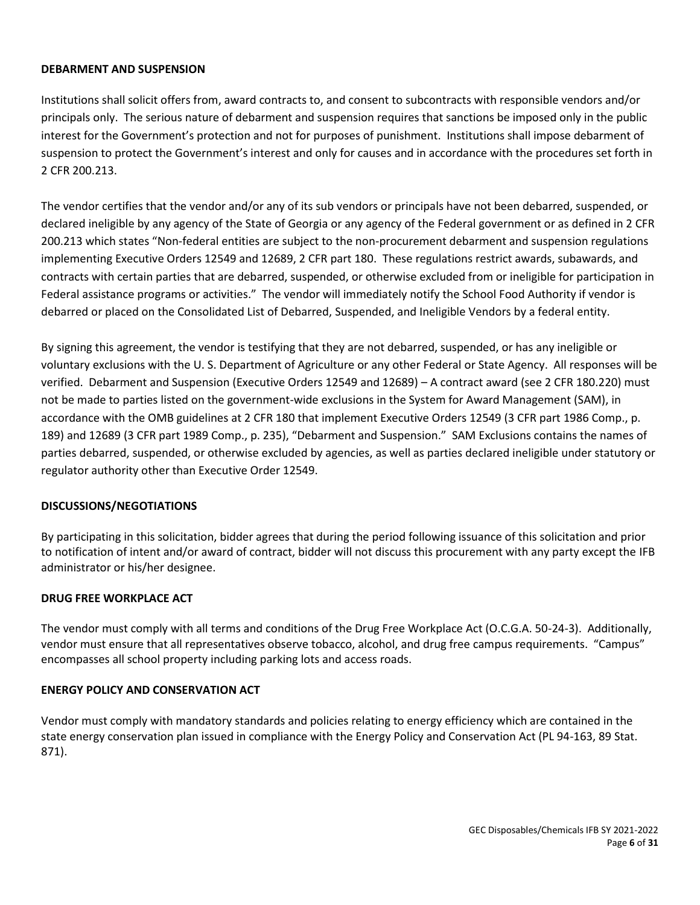**DEBARMENT AND SUSPENSION**

Institutions shall solicit offers from, award contracts to, and consent to subcontracts with responsible vendors and/or principals only. The serious nature of debarment and suspension requires that sanctions be imposed only in the public interest for the Government's protection and not for purposes of punishment. Institutions shall impose debarment of suspension to protect the Government's interest and only for causes and in accordance with the procedures set forth in 2 CFR 200.213.

The vendor certifies that the vendor and/or any of its sub vendors or principals have not been debarred, suspended, or declared ineligible by any agency of the State of Georgia or any agency of the Federal government or as defined in 2 CFR 200.213 which states "Non-federal entities are subject to the non-procurement debarment and suspension regulations implementing Executive Orders 12549 and 12689, 2 CFR part 180. These regulations restrict awards, subawards, and contracts with certain parties that are debarred, suspended, or otherwise excluded from or ineligible for participation in Federal assistance programs or activities." The vendor will immediately notify the School Food Authority if vendor is debarred or placed on the Consolidated List of Debarred, Suspended, and Ineligible Vendors by a federal entity.

By signing this agreement, the vendor is testifying that they are not debarred, suspended, or has any ineligible or voluntary exclusions with the U. S. Department of Agriculture or any other Federal or State Agency. All responses will be verified. Debarment and Suspension (Executive Orders 12549 and 12689) – A contract award (see 2 CFR 180.220) must not be made to parties listed on the government-wide exclusions in the System for Award Management (SAM), in accordance with the OMB guidelines at 2 CFR 180 that implement Executive Orders 12549 (3 CFR part 1986 Comp., p. 189) and 12689 (3 CFR part 1989 Comp., p. 235), "Debarment and Suspension." SAM Exclusions contains the names of parties debarred, suspended, or otherwise excluded by agencies, as well as parties declared ineligible under statutory or regulator authority other than Executive Order 12549.

**DISCUSSIONS/NEGOTIATIONS**

By participating in this solicitation, bidder agrees that during the period following issuance of this solicitation and prior to notification of intent and/or award of contract, bidder will not discuss this procurement with any party except the IFB administrator or his/her designee.

**DRUG FREE WORKPLACE ACT**

The vendor must comply with all terms and conditions of the Drug Free Workplace Act (O.C.G.A. 50-24-3). Additionally, vendor must ensure that all representatives observe tobacco, alcohol, and drug free campus requirements. "Campus" encompasses all school property including parking lots and access roads.

**ENERGY POLICY AND CONSERVATION ACT**

Vendor must comply with mandatory standards and policies relating to energy efficiency which are contained in the state energy conservation plan issued in compliance with the Energy Policy and Conservation Act (PL 94-163, 89 Stat. 871).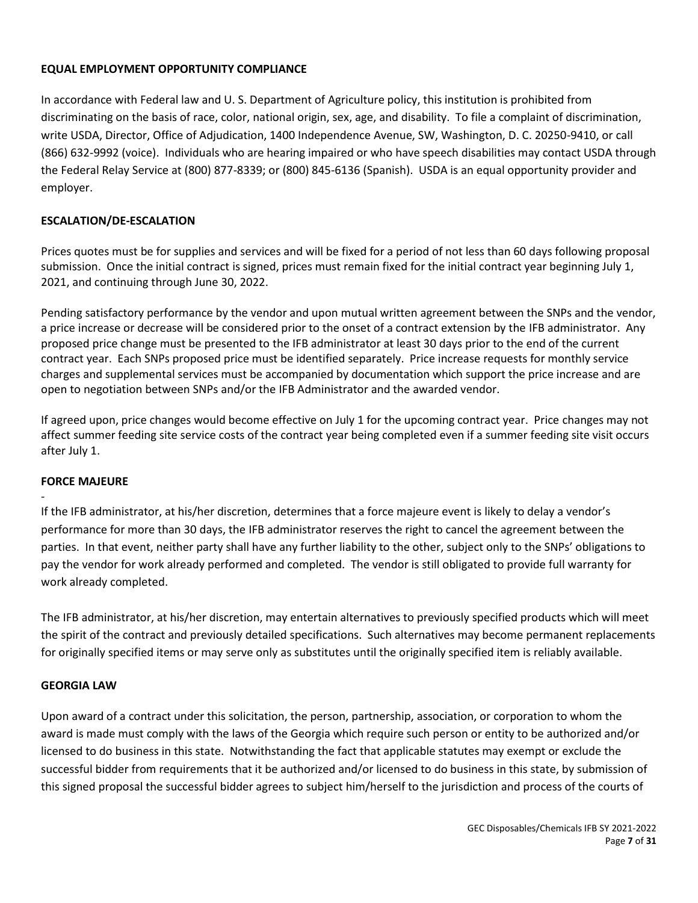## EQUAL EMPLOYMENT OPPORTUNITY COMPLIANCE

In accordance with Federal law and U. S. Department of Agriculture policy, this institution is prohibited from discriminating on the basis of race, color, national origin, sex, age, and disability. To file a complaint of discrimination, write USDA, Director, Office of Adjudication, 1400 Independence Avenue, SW, Washington, D. C. 20250-9410, or call (866) 632-9992 (voice). Individuals who are hearing impaired or who have speech disabilities may contact USDA through the Federal Relay Service at (800) 877-8339; or (800) 845-6136 (Spanish). USDA is an equal opportunity provider and employer.

## ESCALATION/DE-ESCALATION

Prices quotes must be for supplies and services and will be fixed for a period of not less than 60 days following proposal submission. Once the initial contract is signed, prices must remain fixed for the initial contract year beginning July 1, 2021, and continuing through June 30, 2022.

Pending satisfactory performance by the vendor and upon mutual written agreement between the SNPs and the vendor, a price increase or decrease will be considered prior to the onset of a contract extension by the IFB administrator. Any proposed price change must be presented to the IFB administrator at least 30 days prior to the end of the current contract year. Each SNPs proposed price must be identified separately. Price increase requests for monthly service charges and supplemental services must be accompanied by documentation which support the price increase and are open to negotiation between SNPs and/or the IFB Administrator and the awarded vendor.

If agreed upon, price changes would become effective on July 1 for the upcoming contract year. Price changes may not affect summer feeding site service costs of the contract year being completed even if a summer feeding site visit occurs after July 1.

## FORCE MAJEURE

-

If the IFB administrator, at his/her discretion, determines that a force majeure event is likely to delay a vendor's performance for more than 30 days, the IFB administrator reserves the right to cancel the agreement between the parties. In that event, neither party shall have any further liability to the other, subject only to the SNPs' obligations to pay the vendor for work already performed and completed. The vendor is still obligated to provide full warranty for work already completed.

The IFB administrator, at his/her discretion, may entertain alternatives to previously specified products which will meet the spirit of the contract and previously detailed specifications. Such alternatives may become permanent replacements for originally specified items or may serve only as substitutes until the originally specified item is reliably available.

## GEORGIA LAW

Upon award of a contract under this solicitation, the person, partnership, association, or corporation to whom the award is made must comply with the laws of the Georgia which require such person or entity to be authorized and/or licensed to do business in this state. Notwithstanding the fact that applicable statutes may exempt or exclude the successful bidder from requirements that it be authorized and/or licensed to do business in this state, by submission of this signed proposal the successful bidder agrees to subject him/herself to the jurisdiction and process of the courts of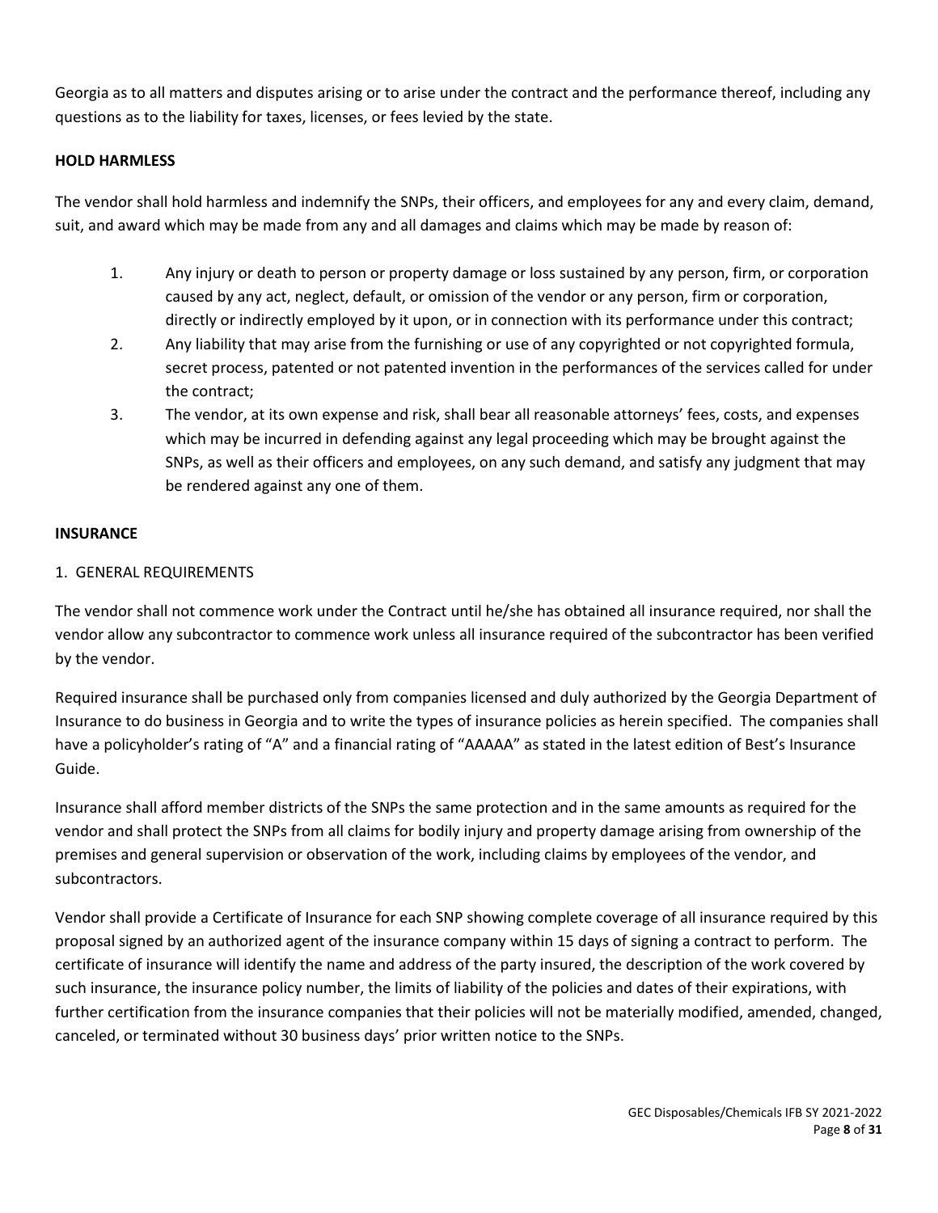Georgia as to all matters and disputes arising or to arise under the contract and the performance thereof, including any questions as to the liability for taxes, licenses, or fees levied by the state.

**HOLD HARMLESS**

The vendor shall hold harmless and indemnify the SNPs, their officers, and employees for any and every claim, demand, suit, and award which may be made from any and all damages and claims which may be made by reason of:

1. Any injury or death to person or property damage or loss sustained by any person, firm, or corporation caused by any act, neglect, default, or omission of the vendor or any person, firm or corporation, directly or indirectly employed by it upon, or in connection with its performance under this contract;
2. Any liability that may arise from the furnishing or use of any copyrighted or not copyrighted formula, secret process, patented or not patented invention in the performances of the services called for under the contract;
3. The vendor, at its own expense and risk, shall bear all reasonable attorneys' fees, costs, and expenses which may be incurred in defending against any legal proceeding which may be brought against the SNPs, as well as their officers and employees, on any such demand, and satisfy any judgment that may be rendered against any one of them.

**INSURANCE**

1. GENERAL REQUIREMENTS

The vendor shall not commence work under the Contract until he/she has obtained all insurance required, nor shall the vendor allow any subcontractor to commence work unless all insurance required of the subcontractor has been verified by the vendor.

Required insurance shall be purchased only from companies licensed and duly authorized by the Georgia Department of Insurance to do business in Georgia and to write the types of insurance policies as herein specified. The companies shall have a policyholder's rating of "A" and a financial rating of "AAAAA" as stated in the latest edition of Best's Insurance Guide.

Insurance shall afford member districts of the SNPs the same protection and in the same amounts as required for the vendor and shall protect the SNPs from all claims for bodily injury and property damage arising from ownership of the premises and general supervision or observation of the work, including claims by employees of the vendor, and subcontractors.

Vendor shall provide a Certificate of Insurance for each SNP showing complete coverage of all insurance required by this proposal signed by an authorized agent of the insurance company within 15 days of signing a contract to perform. The certificate of insurance will identify the name and address of the party insured, the description of the work covered by such insurance, the insurance policy number, the limits of liability of the policies and dates of their expirations, with further certification from the insurance companies that their policies will not be materially modified, amended, changed, canceled, or terminated without 30 business days' prior written notice to the SNPs.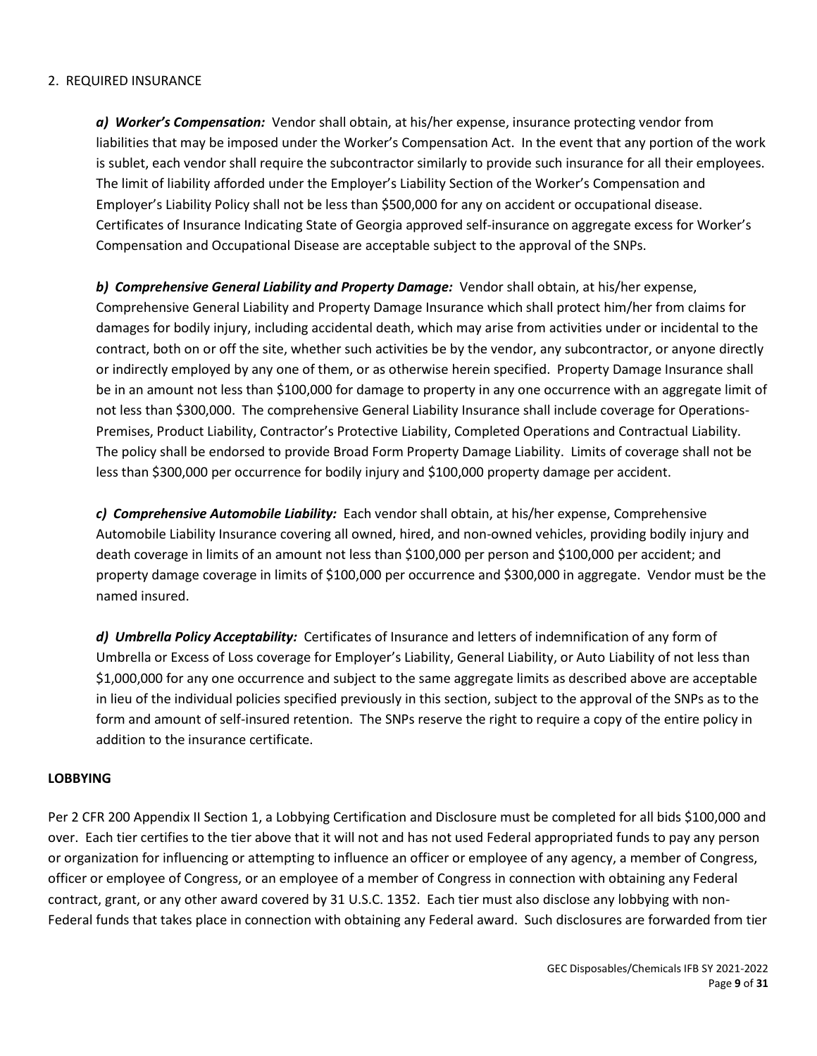2. REQUIRED INSURANCE

***a) Worker's Compensation:*** Vendor shall obtain, at his/her expense, insurance protecting vendor from liabilities that may be imposed under the Worker's Compensation Act. In the event that any portion of the work is sublet, each vendor shall require the subcontractor similarly to provide such insurance for all their employees. The limit of liability afforded under the Employer's Liability Section of the Worker's Compensation and Employer's Liability Policy shall not be less than $500,000 for any on accident or occupational disease. Certificates of Insurance Indicating State of Georgia approved self-insurance on aggregate excess for Worker's Compensation and Occupational Disease are acceptable subject to the approval of the SNPs.

***b) Comprehensive General Liability and Property Damage:*** Vendor shall obtain, at his/her expense, Comprehensive General Liability and Property Damage Insurance which shall protect him/her from claims for damages for bodily injury, including accidental death, which may arise from activities under or incidental to the contract, both on or off the site, whether such activities be by the vendor, any subcontractor, or anyone directly or indirectly employed by any one of them, or as otherwise herein specified. Property Damage Insurance shall be in an amount not less than $100,000 for damage to property in any one occurrence with an aggregate limit of not less than $300,000. The comprehensive General Liability Insurance shall include coverage for Operations-Premises, Product Liability, Contractor's Protective Liability, Completed Operations and Contractual Liability. The policy shall be endorsed to provide Broad Form Property Damage Liability. Limits of coverage shall not be less than $300,000 per occurrence for bodily injury and $100,000 property damage per accident.

***c) Comprehensive Automobile Liability:*** Each vendor shall obtain, at his/her expense, Comprehensive Automobile Liability Insurance covering all owned, hired, and non-owned vehicles, providing bodily injury and death coverage in limits of an amount not less than $100,000 per person and $100,000 per accident; and property damage coverage in limits of $100,000 per occurrence and $300,000 in aggregate. Vendor must be the named insured.

***d) Umbrella Policy Acceptability:*** Certificates of Insurance and letters of indemnification of any form of Umbrella or Excess of Loss coverage for Employer's Liability, General Liability, or Auto Liability of not less than $1,000,000 for any one occurrence and subject to the same aggregate limits as described above are acceptable in lieu of the individual policies specified previously in this section, subject to the approval of the SNPs as to the form and amount of self-insured retention. The SNPs reserve the right to require a copy of the entire policy in addition to the insurance certificate.

**LOBBYING**

Per 2 CFR 200 Appendix II Section 1, a Lobbying Certification and Disclosure must be completed for all bids $100,000 and over. Each tier certifies to the tier above that it will not and has not used Federal appropriated funds to pay any person or organization for influencing or attempting to influence an officer or employee of any agency, a member of Congress, officer or employee of Congress, or an employee of a member of Congress in connection with obtaining any Federal contract, grant, or any other award covered by 31 U.S.C. 1352. Each tier must also disclose any lobbying with non-Federal funds that takes place in connection with obtaining any Federal award. Such disclosures are forwarded from tier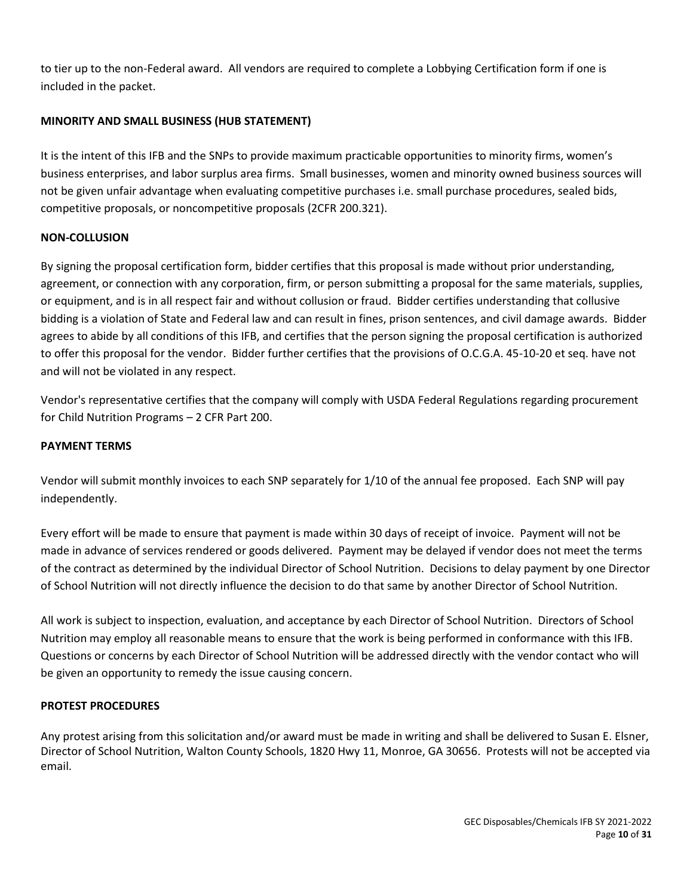to tier up to the non-Federal award. All vendors are required to complete a Lobbying Certification form if one is included in the packet.

**MINORITY AND SMALL BUSINESS (HUB STATEMENT)**

It is the intent of this IFB and the SNPs to provide maximum practicable opportunities to minority firms, women's business enterprises, and labor surplus area firms. Small businesses, women and minority owned business sources will not be given unfair advantage when evaluating competitive purchases i.e. small purchase procedures, sealed bids, competitive proposals, or noncompetitive proposals (2CFR 200.321).

**NON-COLLUSION**

By signing the proposal certification form, bidder certifies that this proposal is made without prior understanding, agreement, or connection with any corporation, firm, or person submitting a proposal for the same materials, supplies, or equipment, and is in all respect fair and without collusion or fraud. Bidder certifies understanding that collusive bidding is a violation of State and Federal law and can result in fines, prison sentences, and civil damage awards. Bidder agrees to abide by all conditions of this IFB, and certifies that the person signing the proposal certification is authorized to offer this proposal for the vendor. Bidder further certifies that the provisions of O.C.G.A. 45-10-20 et seq. have not and will not be violated in any respect.

Vendor's representative certifies that the company will comply with USDA Federal Regulations regarding procurement for Child Nutrition Programs – 2 CFR Part 200.

**PAYMENT TERMS**

Vendor will submit monthly invoices to each SNP separately for 1/10 of the annual fee proposed. Each SNP will pay independently.

Every effort will be made to ensure that payment is made within 30 days of receipt of invoice. Payment will not be made in advance of services rendered or goods delivered. Payment may be delayed if vendor does not meet the terms of the contract as determined by the individual Director of School Nutrition. Decisions to delay payment by one Director of School Nutrition will not directly influence the decision to do that same by another Director of School Nutrition.

All work is subject to inspection, evaluation, and acceptance by each Director of School Nutrition. Directors of School Nutrition may employ all reasonable means to ensure that the work is being performed in conformance with this IFB. Questions or concerns by each Director of School Nutrition will be addressed directly with the vendor contact who will be given an opportunity to remedy the issue causing concern.

**PROTEST PROCEDURES**

Any protest arising from this solicitation and/or award must be made in writing and shall be delivered to Susan E. Elsner, Director of School Nutrition, Walton County Schools, 1820 Hwy 11, Monroe, GA 30656. Protests will not be accepted via email.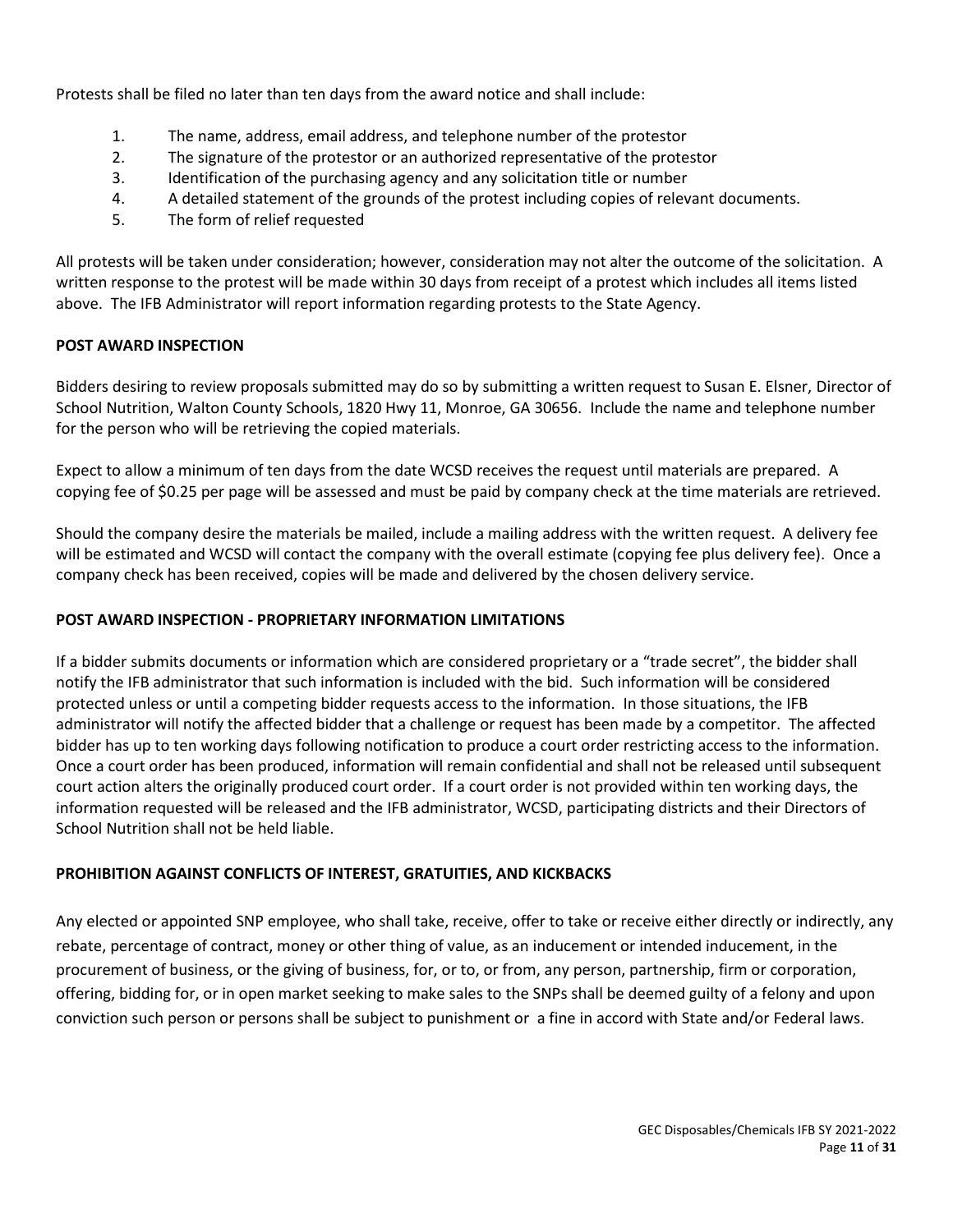Protests shall be filed no later than ten days from the award notice and shall include:

1. The name, address, email address, and telephone number of the protestor
2. The signature of the protestor or an authorized representative of the protestor
3. Identification of the purchasing agency and any solicitation title or number
4. A detailed statement of the grounds of the protest including copies of relevant documents.
5. The form of relief requested

All protests will be taken under consideration; however, consideration may not alter the outcome of the solicitation. A written response to the protest will be made within 30 days from receipt of a protest which includes all items listed above. The IFB Administrator will report information regarding protests to the State Agency.

**POST AWARD INSPECTION**

Bidders desiring to review proposals submitted may do so by submitting a written request to Susan E. Elsner, Director of School Nutrition, Walton County Schools, 1820 Hwy 11, Monroe, GA 30656. Include the name and telephone number for the person who will be retrieving the copied materials.

Expect to allow a minimum of ten days from the date WCSD receives the request until materials are prepared. A copying fee of $0.25 per page will be assessed and must be paid by company check at the time materials are retrieved.

Should the company desire the materials be mailed, include a mailing address with the written request. A delivery fee will be estimated and WCSD will contact the company with the overall estimate (copying fee plus delivery fee). Once a company check has been received, copies will be made and delivered by the chosen delivery service.

**POST AWARD INSPECTION - PROPRIETARY INFORMATION LIMITATIONS**

If a bidder submits documents or information which are considered proprietary or a "trade secret", the bidder shall notify the IFB administrator that such information is included with the bid. Such information will be considered protected unless or until a competing bidder requests access to the information. In those situations, the IFB administrator will notify the affected bidder that a challenge or request has been made by a competitor. The affected bidder has up to ten working days following notification to produce a court order restricting access to the information. Once a court order has been produced, information will remain confidential and shall not be released until subsequent court action alters the originally produced court order. If a court order is not provided within ten working days, the information requested will be released and the IFB administrator, WCSD, participating districts and their Directors of School Nutrition shall not be held liable.

**PROHIBITION AGAINST CONFLICTS OF INTEREST, GRATUITIES, AND KICKBACKS**

Any elected or appointed SNP employee, who shall take, receive, offer to take or receive either directly or indirectly, any rebate, percentage of contract, money or other thing of value, as an inducement or intended inducement, in the procurement of business, or the giving of business, for, or to, or from, any person, partnership, firm or corporation, offering, bidding for, or in open market seeking to make sales to the SNPs shall be deemed guilty of a felony and upon conviction such person or persons shall be subject to punishment or a fine in accord with State and/or Federal laws.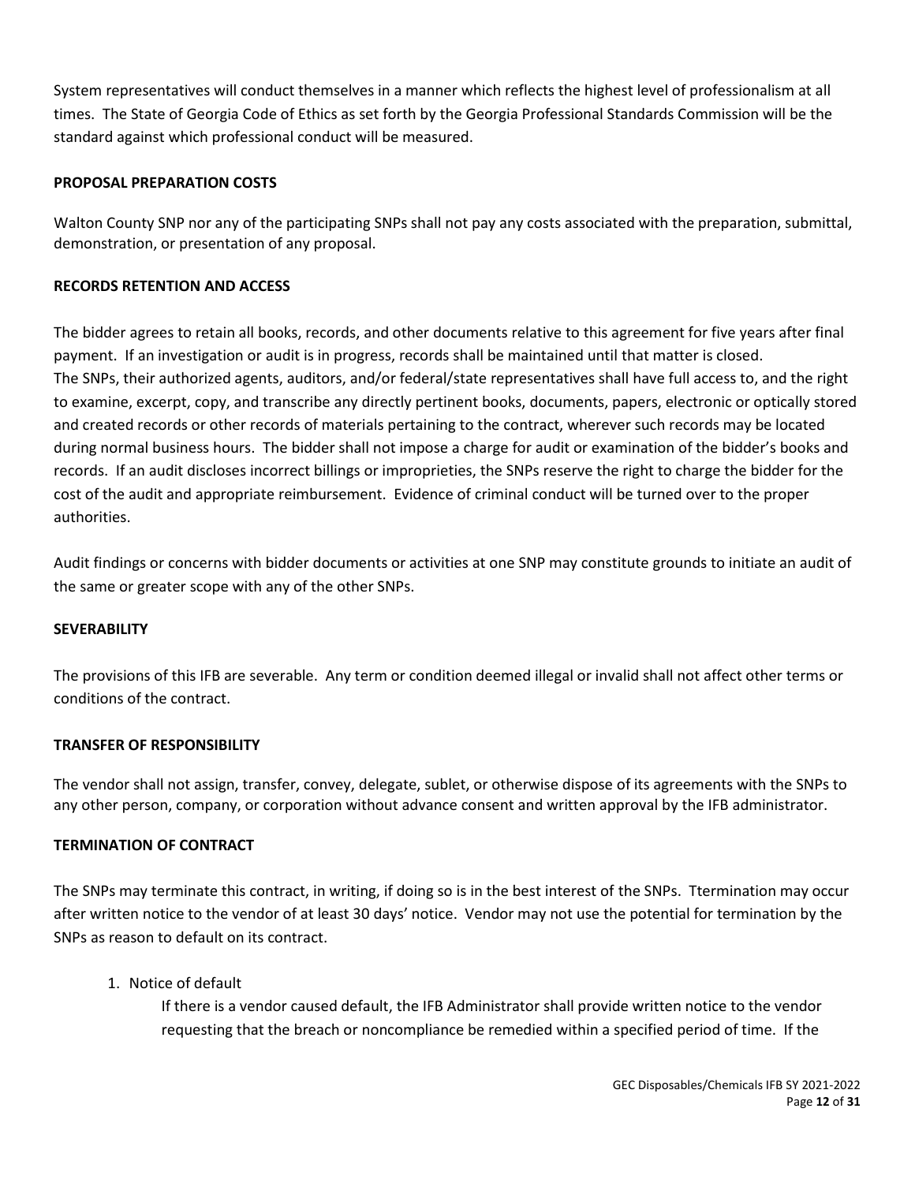System representatives will conduct themselves in a manner which reflects the highest level of professionalism at all times. The State of Georgia Code of Ethics as set forth by the Georgia Professional Standards Commission will be the standard against which professional conduct will be measured.

**PROPOSAL PREPARATION COSTS**

Walton County SNP nor any of the participating SNPs shall not pay any costs associated with the preparation, submittal, demonstration, or presentation of any proposal.

**RECORDS RETENTION AND ACCESS**

The bidder agrees to retain all books, records, and other documents relative to this agreement for five years after final payment. If an investigation or audit is in progress, records shall be maintained until that matter is closed. The SNPs, their authorized agents, auditors, and/or federal/state representatives shall have full access to, and the right to examine, excerpt, copy, and transcribe any directly pertinent books, documents, papers, electronic or optically stored and created records or other records of materials pertaining to the contract, wherever such records may be located during normal business hours. The bidder shall not impose a charge for audit or examination of the bidder's books and records. If an audit discloses incorrect billings or improprieties, the SNPs reserve the right to charge the bidder for the cost of the audit and appropriate reimbursement. Evidence of criminal conduct will be turned over to the proper authorities.

Audit findings or concerns with bidder documents or activities at one SNP may constitute grounds to initiate an audit of the same or greater scope with any of the other SNPs.

**SEVERABILITY**

The provisions of this IFB are severable. Any term or condition deemed illegal or invalid shall not affect other terms or conditions of the contract.

**TRANSFER OF RESPONSIBILITY**

The vendor shall not assign, transfer, convey, delegate, sublet, or otherwise dispose of its agreements with the SNPs to any other person, company, or corporation without advance consent and written approval by the IFB administrator.

**TERMINATION OF CONTRACT**

The SNPs may terminate this contract, in writing, if doing so is in the best interest of the SNPs. Ttermination may occur after written notice to the vendor of at least 30 days' notice. Vendor may not use the potential for termination by the SNPs as reason to default on its contract.

1. Notice of default

   If there is a vendor caused default, the IFB Administrator shall provide written notice to the vendor requesting that the breach or noncompliance be remedied within a specified period of time. If the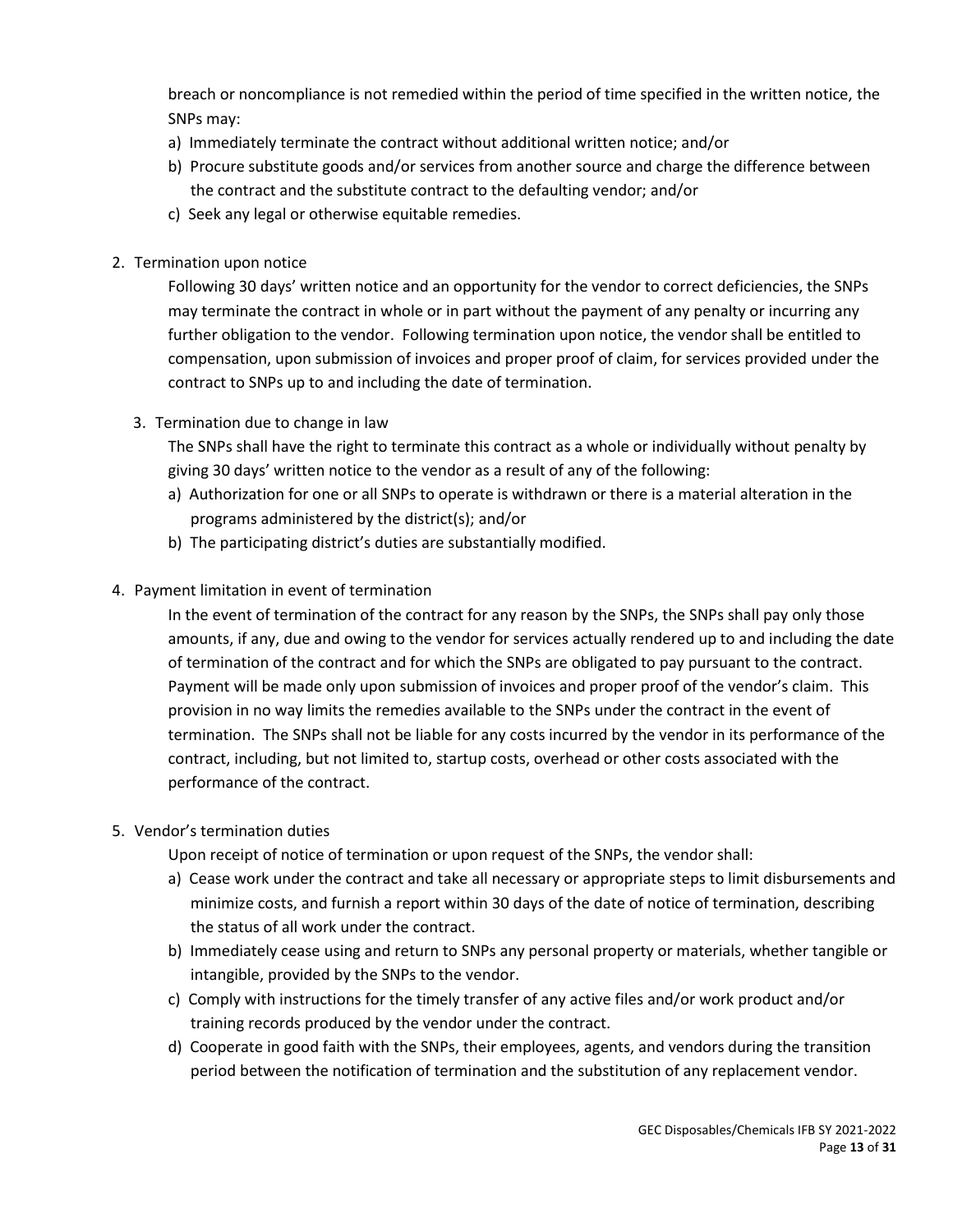breach or noncompliance is not remedied within the period of time specified in the written notice, the SNPs may:

a) Immediately terminate the contract without additional written notice; and/or
b) Procure substitute goods and/or services from another source and charge the difference between the contract and the substitute contract to the defaulting vendor; and/or
c) Seek any legal or otherwise equitable remedies.

2. Termination upon notice

   Following 30 days' written notice and an opportunity for the vendor to correct deficiencies, the SNPs may terminate the contract in whole or in part without the payment of any penalty or incurring any further obligation to the vendor. Following termination upon notice, the vendor shall be entitled to compensation, upon submission of invoices and proper proof of claim, for services provided under the contract to SNPs up to and including the date of termination.

3. Termination due to change in law

   The SNPs shall have the right to terminate this contract as a whole or individually without penalty by giving 30 days' written notice to the vendor as a result of any of the following:

   a) Authorization for one or all SNPs to operate is withdrawn or there is a material alteration in the programs administered by the district(s); and/or
   b) The participating district's duties are substantially modified.

4. Payment limitation in event of termination

   In the event of termination of the contract for any reason by the SNPs, the SNPs shall pay only those amounts, if any, due and owing to the vendor for services actually rendered up to and including the date of termination of the contract and for which the SNPs are obligated to pay pursuant to the contract. Payment will be made only upon submission of invoices and proper proof of the vendor's claim. This provision in no way limits the remedies available to the SNPs under the contract in the event of termination. The SNPs shall not be liable for any costs incurred by the vendor in its performance of the contract, including, but not limited to, startup costs, overhead or other costs associated with the performance of the contract.

5. Vendor's termination duties

   Upon receipt of notice of termination or upon request of the SNPs, the vendor shall:

   a) Cease work under the contract and take all necessary or appropriate steps to limit disbursements and minimize costs, and furnish a report within 30 days of the date of notice of termination, describing the status of all work under the contract.
   b) Immediately cease using and return to SNPs any personal property or materials, whether tangible or intangible, provided by the SNPs to the vendor.
   c) Comply with instructions for the timely transfer of any active files and/or work product and/or training records produced by the vendor under the contract.
   d) Cooperate in good faith with the SNPs, their employees, agents, and vendors during the transition period between the notification of termination and the substitution of any replacement vendor.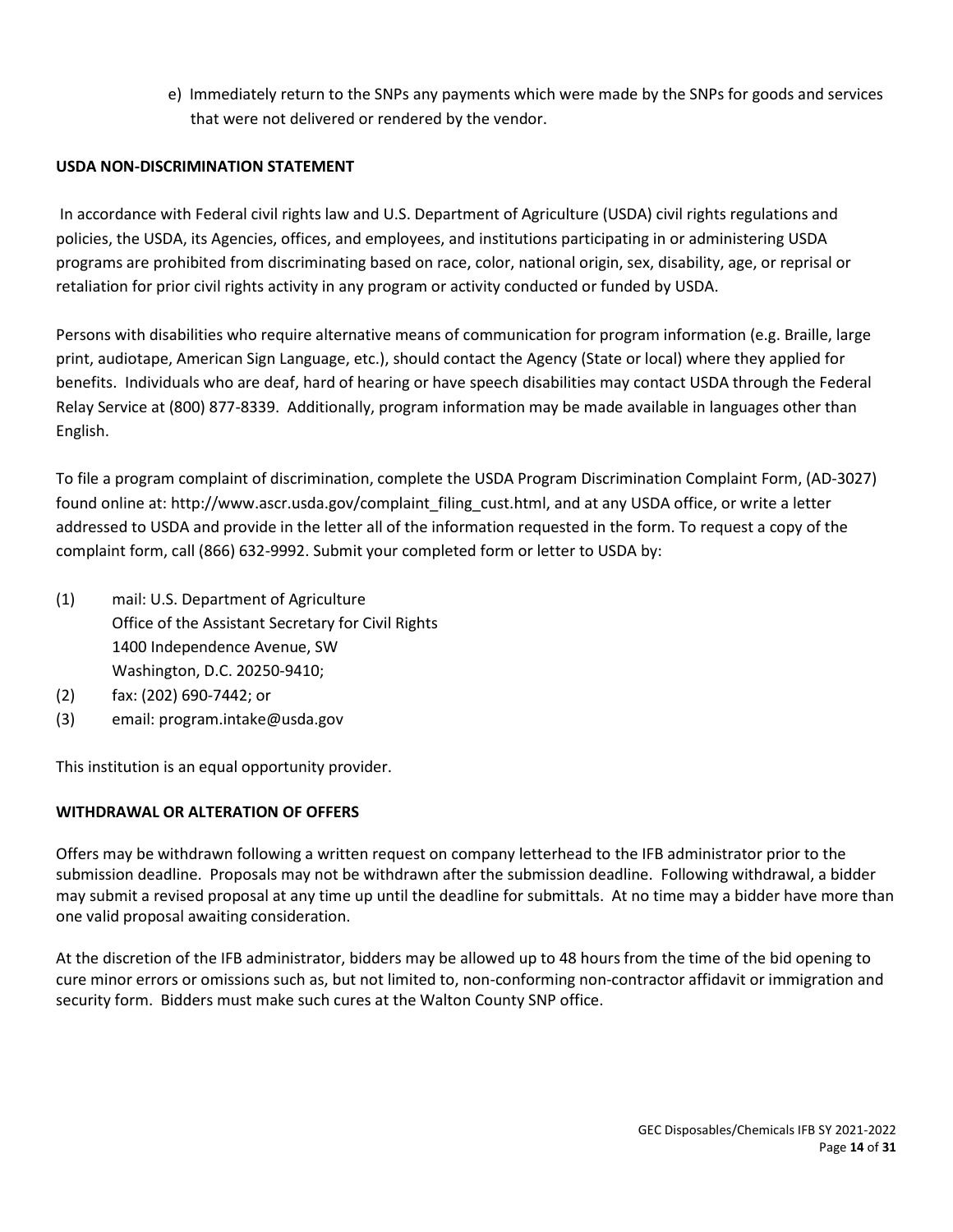e) Immediately return to the SNPs any payments which were made by the SNPs for goods and services that were not delivered or rendered by the vendor.

**USDA NON-DISCRIMINATION STATEMENT**

In accordance with Federal civil rights law and U.S. Department of Agriculture (USDA) civil rights regulations and policies, the USDA, its Agencies, offices, and employees, and institutions participating in or administering USDA programs are prohibited from discriminating based on race, color, national origin, sex, disability, age, or reprisal or retaliation for prior civil rights activity in any program or activity conducted or funded by USDA.

Persons with disabilities who require alternative means of communication for program information (e.g. Braille, large print, audiotape, American Sign Language, etc.), should contact the Agency (State or local) where they applied for benefits. Individuals who are deaf, hard of hearing or have speech disabilities may contact USDA through the Federal Relay Service at (800) 877-8339. Additionally, program information may be made available in languages other than English.

To file a program complaint of discrimination, complete the USDA Program Discrimination Complaint Form, (AD-3027) found online at: http://www.ascr.usda.gov/complaint_filing_cust.html, and at any USDA office, or write a letter addressed to USDA and provide in the letter all of the information requested in the form. To request a copy of the complaint form, call (866) 632-9992. Submit your completed form or letter to USDA by:

(1) mail: U.S. Department of Agriculture
Office of the Assistant Secretary for Civil Rights
1400 Independence Avenue, SW
Washington, D.C. 20250-9410;

(2) fax: (202) 690-7442; or

(3) email: program.intake@usda.gov

This institution is an equal opportunity provider.

**WITHDRAWAL OR ALTERATION OF OFFERS**

Offers may be withdrawn following a written request on company letterhead to the IFB administrator prior to the submission deadline. Proposals may not be withdrawn after the submission deadline. Following withdrawal, a bidder may submit a revised proposal at any time up until the deadline for submittals. At no time may a bidder have more than one valid proposal awaiting consideration.

At the discretion of the IFB administrator, bidders may be allowed up to 48 hours from the time of the bid opening to cure minor errors or omissions such as, but not limited to, non-conforming non-contractor affidavit or immigration and security form. Bidders must make such cures at the Walton County SNP office.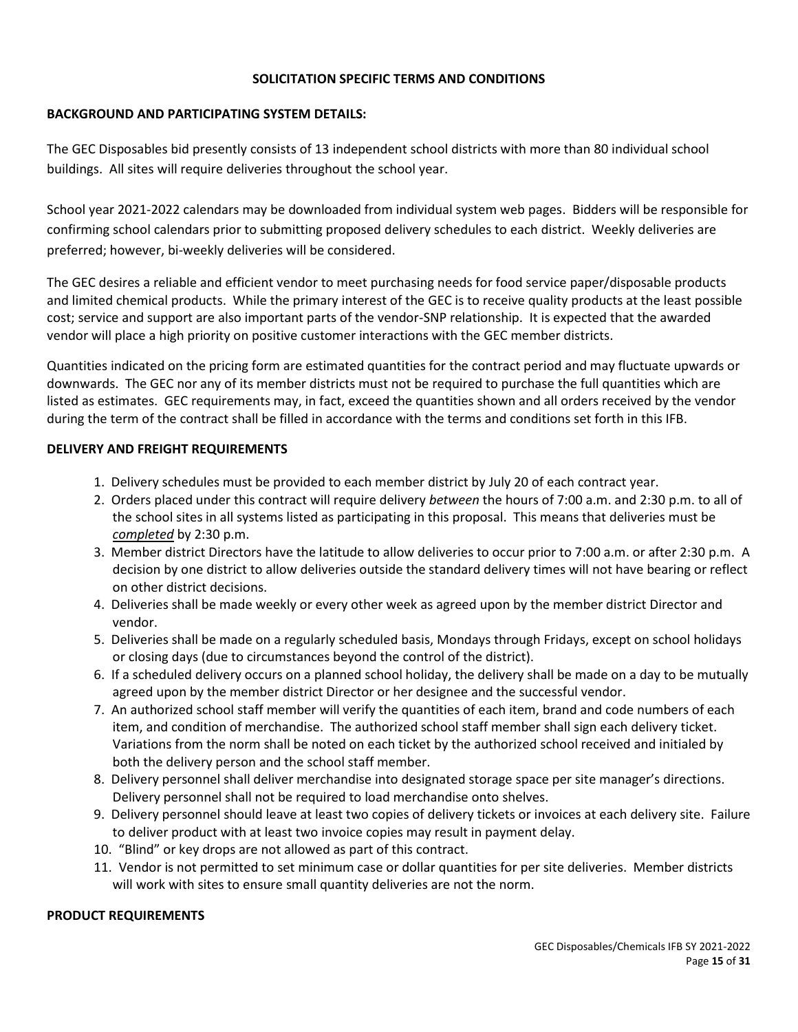## SOLICITATION SPECIFIC TERMS AND CONDITIONS

### BACKGROUND AND PARTICIPATING SYSTEM DETAILS:

The GEC Disposables bid presently consists of 13 independent school districts with more than 80 individual school buildings. All sites will require deliveries throughout the school year.

School year 2021-2022 calendars may be downloaded from individual system web pages. Bidders will be responsible for confirming school calendars prior to submitting proposed delivery schedules to each district. Weekly deliveries are preferred; however, bi-weekly deliveries will be considered.

The GEC desires a reliable and efficient vendor to meet purchasing needs for food service paper/disposable products and limited chemical products. While the primary interest of the GEC is to receive quality products at the least possible cost; service and support are also important parts of the vendor-SNP relationship. It is expected that the awarded vendor will place a high priority on positive customer interactions with the GEC member districts.

Quantities indicated on the pricing form are estimated quantities for the contract period and may fluctuate upwards or downwards. The GEC nor any of its member districts must not be required to purchase the full quantities which are listed as estimates. GEC requirements may, in fact, exceed the quantities shown and all orders received by the vendor during the term of the contract shall be filled in accordance with the terms and conditions set forth in this IFB.

### DELIVERY AND FREIGHT REQUIREMENTS

1. Delivery schedules must be provided to each member district by July 20 of each contract year.
2. Orders placed under this contract will require delivery *between* the hours of 7:00 a.m. and 2:30 p.m. to all of the school sites in all systems listed as participating in this proposal. This means that deliveries must be *completed* by 2:30 p.m.
3. Member district Directors have the latitude to allow deliveries to occur prior to 7:00 a.m. or after 2:30 p.m. A decision by one district to allow deliveries outside the standard delivery times will not have bearing or reflect on other district decisions.
4. Deliveries shall be made weekly or every other week as agreed upon by the member district Director and vendor.
5. Deliveries shall be made on a regularly scheduled basis, Mondays through Fridays, except on school holidays or closing days (due to circumstances beyond the control of the district).
6. If a scheduled delivery occurs on a planned school holiday, the delivery shall be made on a day to be mutually agreed upon by the member district Director or her designee and the successful vendor.
7. An authorized school staff member will verify the quantities of each item, brand and code numbers of each item, and condition of merchandise. The authorized school staff member shall sign each delivery ticket. Variations from the norm shall be noted on each ticket by the authorized school received and initialed by both the delivery person and the school staff member.
8. Delivery personnel shall deliver merchandise into designated storage space per site manager's directions. Delivery personnel shall not be required to load merchandise onto shelves.
9. Delivery personnel should leave at least two copies of delivery tickets or invoices at each delivery site. Failure to deliver product with at least two invoice copies may result in payment delay.
10. "Blind" or key drops are not allowed as part of this contract.
11. Vendor is not permitted to set minimum case or dollar quantities for per site deliveries. Member districts will work with sites to ensure small quantity deliveries are not the norm.

### PRODUCT REQUIREMENTS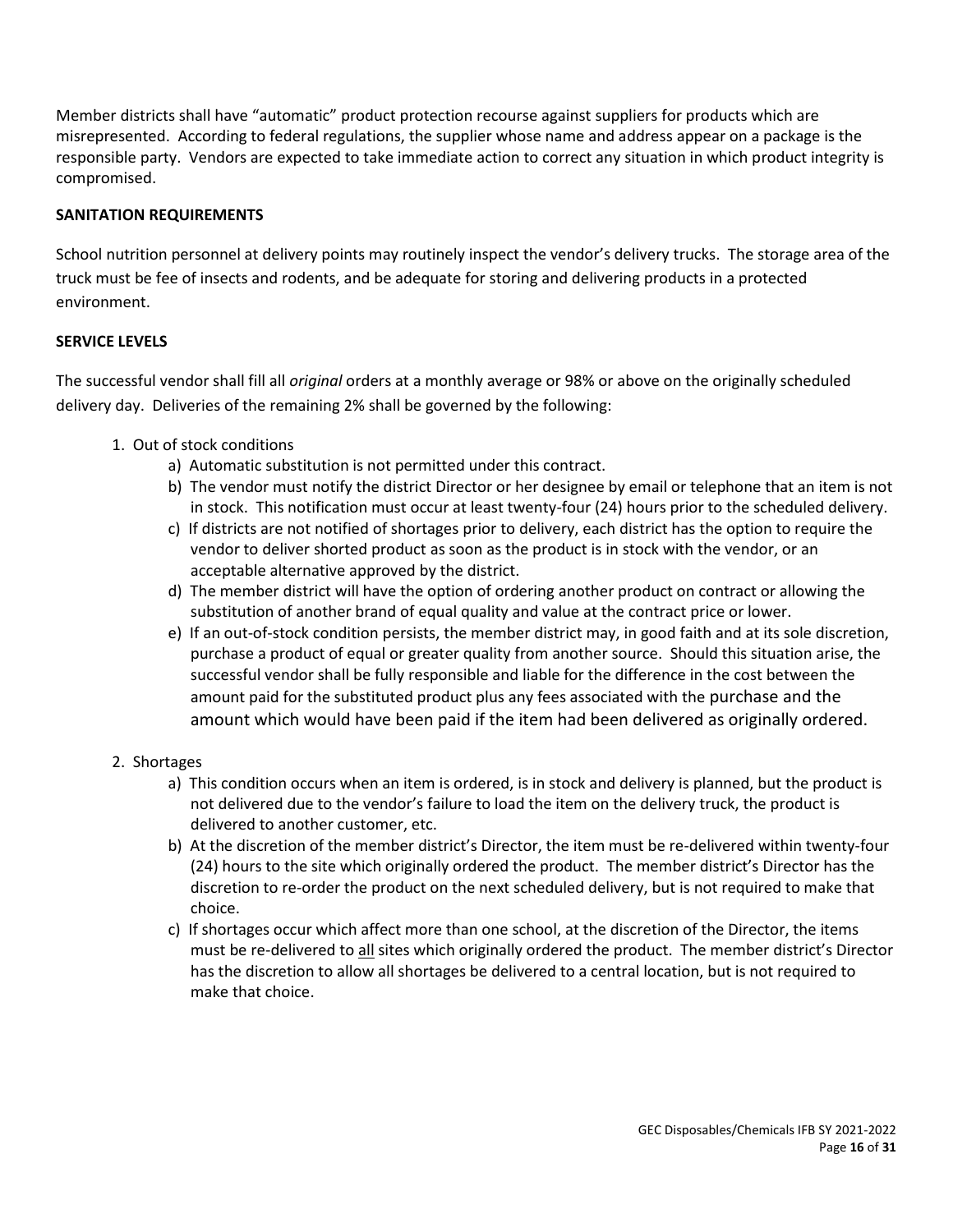Member districts shall have "automatic" product protection recourse against suppliers for products which are misrepresented. According to federal regulations, the supplier whose name and address appear on a package is the responsible party. Vendors are expected to take immediate action to correct any situation in which product integrity is compromised.

**SANITATION REQUIREMENTS**

School nutrition personnel at delivery points may routinely inspect the vendor's delivery trucks. The storage area of the truck must be fee of insects and rodents, and be adequate for storing and delivering products in a protected environment.

**SERVICE LEVELS**

The successful vendor shall fill all *original* orders at a monthly average or 98% or above on the originally scheduled delivery day. Deliveries of the remaining 2% shall be governed by the following:

1. Out of stock conditions
    a) Automatic substitution is not permitted under this contract.
    b) The vendor must notify the district Director or her designee by email or telephone that an item is not in stock. This notification must occur at least twenty-four (24) hours prior to the scheduled delivery.
    c) If districts are not notified of shortages prior to delivery, each district has the option to require the vendor to deliver shorted product as soon as the product is in stock with the vendor, or an acceptable alternative approved by the district.
    d) The member district will have the option of ordering another product on contract or allowing the substitution of another brand of equal quality and value at the contract price or lower.
    e) If an out-of-stock condition persists, the member district may, in good faith and at its sole discretion, purchase a product of equal or greater quality from another source. Should this situation arise, the successful vendor shall be fully responsible and liable for the difference in the cost between the amount paid for the substituted product plus any fees associated with the purchase and the amount which would have been paid if the item had been delivered as originally ordered.

2. Shortages
    a) This condition occurs when an item is ordered, is in stock and delivery is planned, but the product is not delivered due to the vendor's failure to load the item on the delivery truck, the product is delivered to another customer, etc.
    b) At the discretion of the member district's Director, the item must be re-delivered within twenty-four (24) hours to the site which originally ordered the product. The member district's Director has the discretion to re-order the product on the next scheduled delivery, but is not required to make that choice.
    c) If shortages occur which affect more than one school, at the discretion of the Director, the items must be re-delivered to <u>all</u> sites which originally ordered the product. The member district's Director has the discretion to allow all shortages be delivered to a central location, but is not required to make that choice.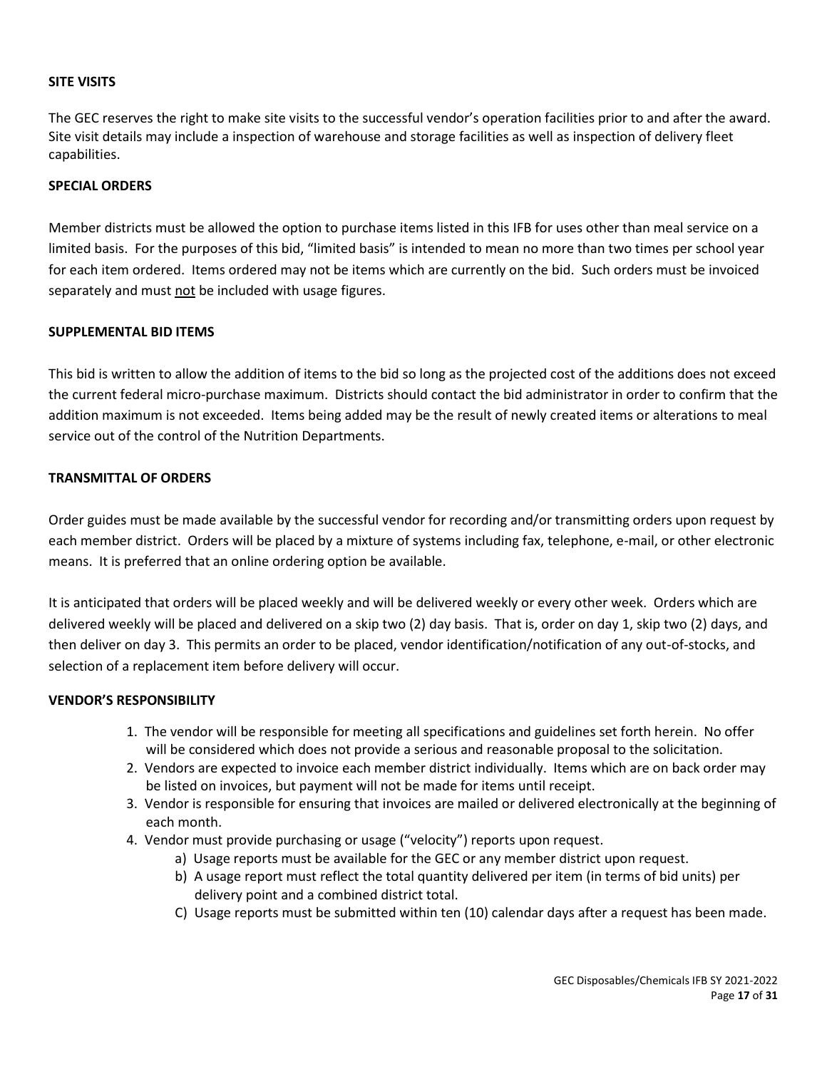**SITE VISITS**

The GEC reserves the right to make site visits to the successful vendor's operation facilities prior to and after the award. Site visit details may include a inspection of warehouse and storage facilities as well as inspection of delivery fleet capabilities.

**SPECIAL ORDERS**

Member districts must be allowed the option to purchase items listed in this IFB for uses other than meal service on a limited basis. For the purposes of this bid, "limited basis" is intended to mean no more than two times per school year for each item ordered. Items ordered may not be items which are currently on the bid. Such orders must be invoiced separately and must <u>not</u> be included with usage figures.

**SUPPLEMENTAL BID ITEMS**

This bid is written to allow the addition of items to the bid so long as the projected cost of the additions does not exceed the current federal micro-purchase maximum. Districts should contact the bid administrator in order to confirm that the addition maximum is not exceeded. Items being added may be the result of newly created items or alterations to meal service out of the control of the Nutrition Departments.

**TRANSMITTAL OF ORDERS**

Order guides must be made available by the successful vendor for recording and/or transmitting orders upon request by each member district. Orders will be placed by a mixture of systems including fax, telephone, e-mail, or other electronic means. It is preferred that an online ordering option be available.

It is anticipated that orders will be placed weekly and will be delivered weekly or every other week. Orders which are delivered weekly will be placed and delivered on a skip two (2) day basis. That is, order on day 1, skip two (2) days, and then deliver on day 3. This permits an order to be placed, vendor identification/notification of any out-of-stocks, and selection of a replacement item before delivery will occur.

**VENDOR'S RESPONSIBILITY**

1. The vendor will be responsible for meeting all specifications and guidelines set forth herein. No offer will be considered which does not provide a serious and reasonable proposal to the solicitation.
2. Vendors are expected to invoice each member district individually. Items which are on back order may be listed on invoices, but payment will not be made for items until receipt.
3. Vendor is responsible for ensuring that invoices are mailed or delivered electronically at the beginning of each month.
4. Vendor must provide purchasing or usage ("velocity") reports upon request.
   a) Usage reports must be available for the GEC or any member district upon request.
   b) A usage report must reflect the total quantity delivered per item (in terms of bid units) per delivery point and a combined district total.
   C) Usage reports must be submitted within ten (10) calendar days after a request has been made.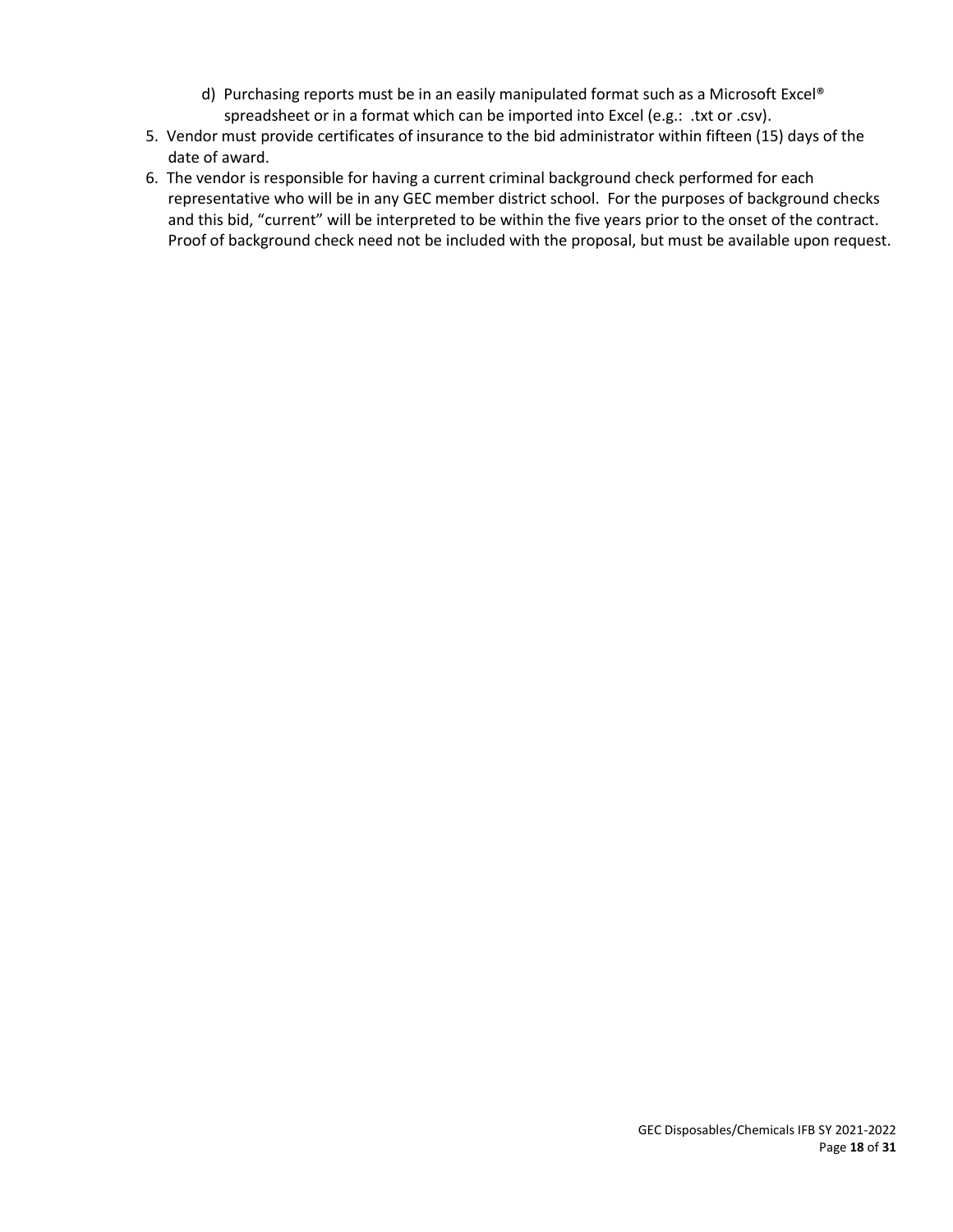d) Purchasing reports must be in an easily manipulated format such as a Microsoft Excel® spreadsheet or in a format which can be imported into Excel (e.g.: .txt or .csv).

5. Vendor must provide certificates of insurance to the bid administrator within fifteen (15) days of the date of award.
6. The vendor is responsible for having a current criminal background check performed for each representative who will be in any GEC member district school. For the purposes of background checks and this bid, "current" will be interpreted to be within the five years prior to the onset of the contract. Proof of background check need not be included with the proposal, but must be available upon request.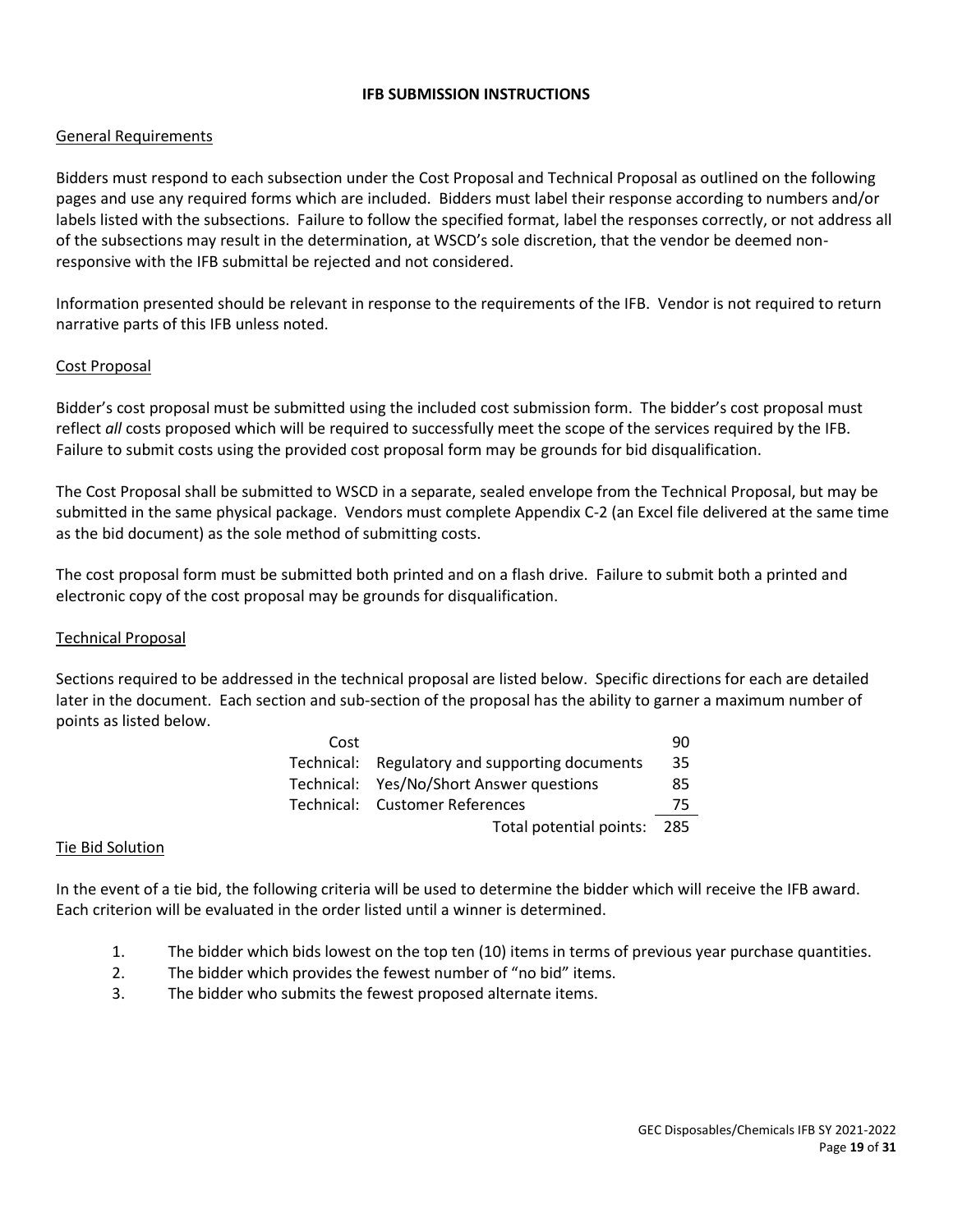# IFB SUBMISSION INSTRUCTIONS

## General Requirements

Bidders must respond to each subsection under the Cost Proposal and Technical Proposal as outlined on the following pages and use any required forms which are included. Bidders must label their response according to numbers and/or labels listed with the subsections. Failure to follow the specified format, label the responses correctly, or not address all of the subsections may result in the determination, at WSCD's sole discretion, that the vendor be deemed non-responsive with the IFB submittal be rejected and not considered.

Information presented should be relevant in response to the requirements of the IFB. Vendor is not required to return narrative parts of this IFB unless noted.

## Cost Proposal

Bidder's cost proposal must be submitted using the included cost submission form. The bidder's cost proposal must reflect *all* costs proposed which will be required to successfully meet the scope of the services required by the IFB. Failure to submit costs using the provided cost proposal form may be grounds for bid disqualification.

The Cost Proposal shall be submitted to WSCD in a separate, sealed envelope from the Technical Proposal, but may be submitted in the same physical package. Vendors must complete Appendix C-2 (an Excel file delivered at the same time as the bid document) as the sole method of submitting costs.

The cost proposal form must be submitted both printed and on a flash drive. Failure to submit both a printed and electronic copy of the cost proposal may be grounds for disqualification.

## Technical Proposal

Sections required to be addressed in the technical proposal are listed below. Specific directions for each are detailed later in the document. Each section and sub-section of the proposal has the ability to garner a maximum number of points as listed below.

| | | |
|---|---|---|
| Cost | | 90 |
| Technical: | Regulatory and supporting documents | 35 |
| Technical: | Yes/No/Short Answer questions | 85 |
| Technical: | Customer References | 75 |
| | Total potential points: | 285 |

## Tie Bid Solution

In the event of a tie bid, the following criteria will be used to determine the bidder which will receive the IFB award. Each criterion will be evaluated in the order listed until a winner is determined.

1. The bidder which bids lowest on the top ten (10) items in terms of previous year purchase quantities.
2. The bidder which provides the fewest number of "no bid" items.
3. The bidder who submits the fewest proposed alternate items.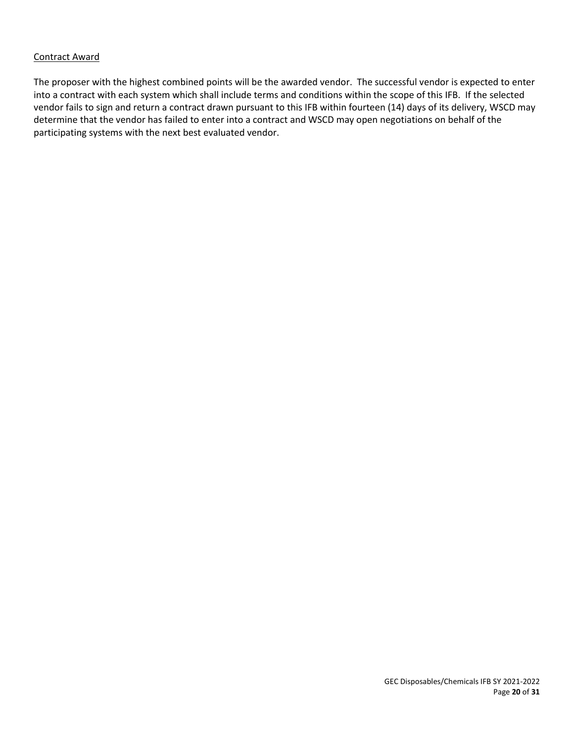Contract Award

The proposer with the highest combined points will be the awarded vendor. The successful vendor is expected to enter into a contract with each system which shall include terms and conditions within the scope of this IFB. If the selected vendor fails to sign and return a contract drawn pursuant to this IFB within fourteen (14) days of its delivery, WSCD may determine that the vendor has failed to enter into a contract and WSCD may open negotiations on behalf of the participating systems with the next best evaluated vendor.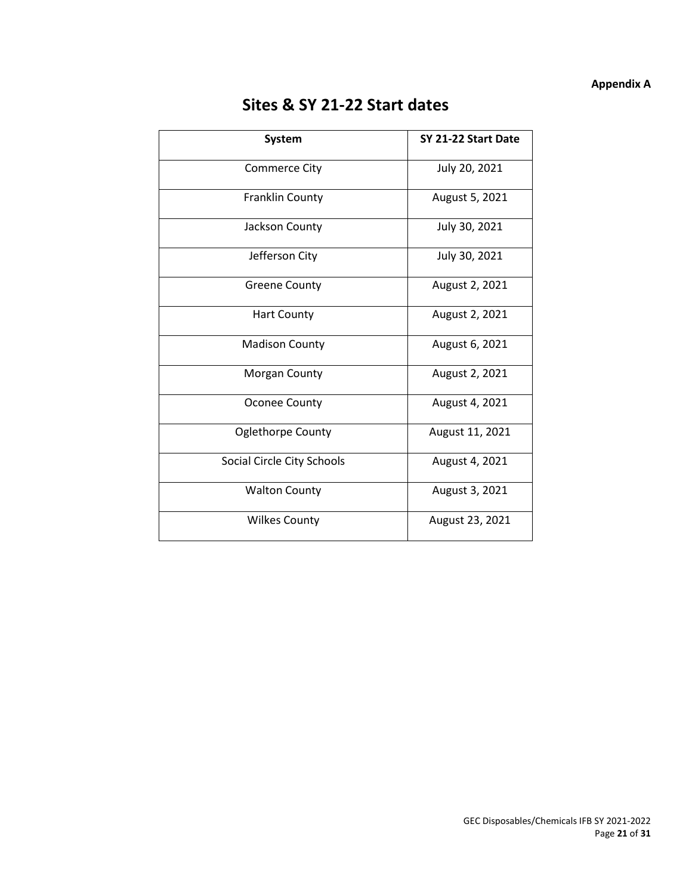**Appendix A**

# Sites & SY 21-22 Start dates

| System | SY 21-22 Start Date |
|---|---|
| Commerce City | July 20, 2021 |
| Franklin County | August 5, 2021 |
| Jackson County | July 30, 2021 |
| Jefferson City | July 30, 2021 |
| Greene County | August 2, 2021 |
| Hart County | August 2, 2021 |
| Madison County | August 6, 2021 |
| Morgan County | August 2, 2021 |
| Oconee County | August 4, 2021 |
| Oglethorpe County | August 11, 2021 |
| Social Circle City Schools | August 4, 2021 |
| Walton County | August 3, 2021 |
| Wilkes County | August 23, 2021 |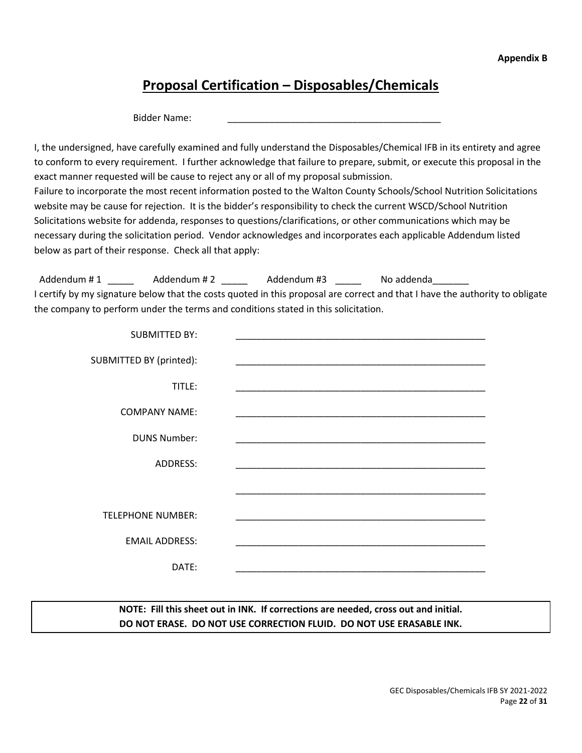**Appendix B**

# Proposal Certification – Disposables/Chemicals

Bidder Name: ___________________________________________

I, the undersigned, have carefully examined and fully understand the Disposables/Chemical IFB in its entirety and agree to conform to every requirement. I further acknowledge that failure to prepare, submit, or execute this proposal in the exact manner requested will be cause to reject any or all of my proposal submission.

Failure to incorporate the most recent information posted to the Walton County Schools/School Nutrition Solicitations website may be cause for rejection. It is the bidder's responsibility to check the current WSCD/School Nutrition Solicitations website for addenda, responses to questions/clarifications, or other communications which may be necessary during the solicitation period. Vendor acknowledges and incorporates each applicable Addendum listed below as part of their response. Check all that apply:

Addendum # 1 _____ Addendum # 2 _____ Addendum #3 _____ No addenda_______

I certify by my signature below that the costs quoted in this proposal are correct and that I have the authority to obligate the company to perform under the terms and conditions stated in this solicitation.

SUBMITTED BY: __________________________________________________

SUBMITTED BY (printed): __________________________________________________

TITLE: __________________________________________________

COMPANY NAME: __________________________________________________

DUNS Number: __________________________________________________

ADDRESS: __________________________________________________

__________________________________________________

TELEPHONE NUMBER: __________________________________________________

EMAIL ADDRESS: __________________________________________________

DATE: __________________________________________________

**NOTE: Fill this sheet out in INK. If corrections are needed, cross out and initial.**
**DO NOT ERASE. DO NOT USE CORRECTION FLUID. DO NOT USE ERASABLE INK.**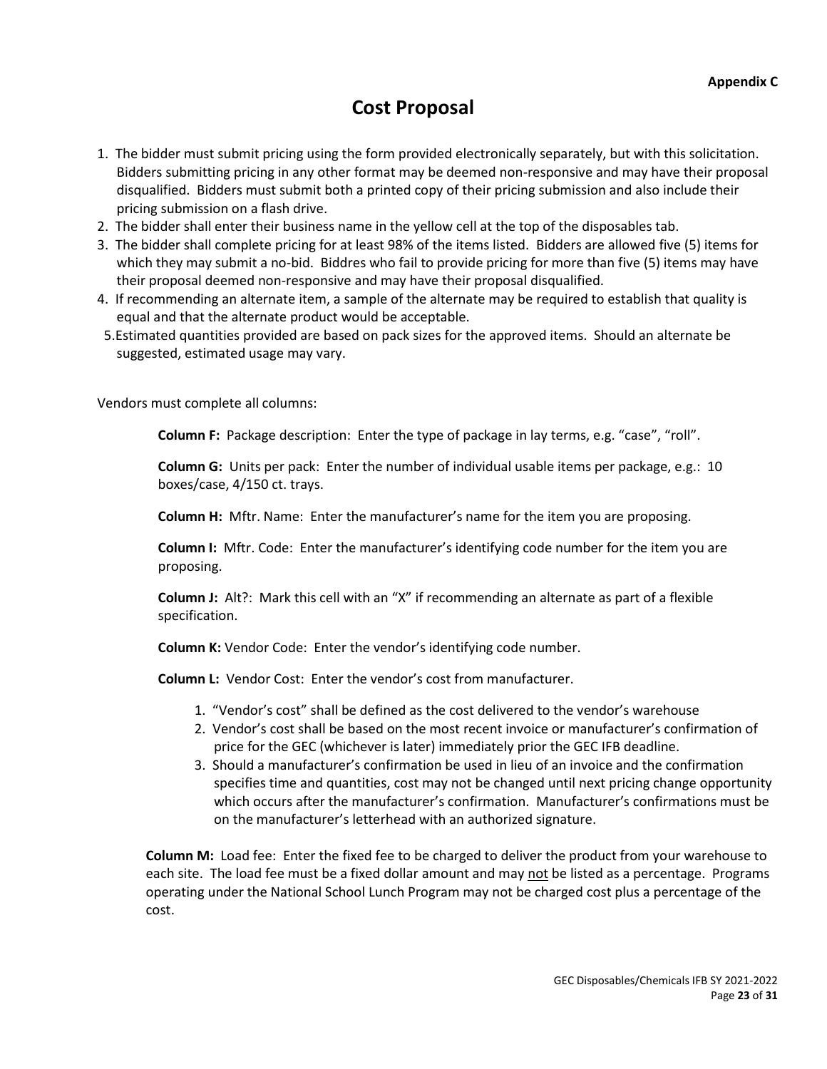**Appendix C**

# Cost Proposal

1. The bidder must submit pricing using the form provided electronically separately, but with this solicitation. Bidders submitting pricing in any other format may be deemed non-responsive and may have their proposal disqualified. Bidders must submit both a printed copy of their pricing submission and also include their pricing submission on a flash drive.
2. The bidder shall enter their business name in the yellow cell at the top of the disposables tab.
3. The bidder shall complete pricing for at least 98% of the items listed. Bidders are allowed five (5) items for which they may submit a no-bid. Biddres who fail to provide pricing for more than five (5) items may have their proposal deemed non-responsive and may have their proposal disqualified.
4. If recommending an alternate item, a sample of the alternate may be required to establish that quality is equal and that the alternate product would be acceptable.
5. Estimated quantities provided are based on pack sizes for the approved items. Should an alternate be suggested, estimated usage may vary.

Vendors must complete all columns:

**Column F:** Package description: Enter the type of package in lay terms, e.g. "case", "roll".

**Column G:** Units per pack: Enter the number of individual usable items per package, e.g.: 10 boxes/case, 4/150 ct. trays.

**Column H:** Mftr. Name: Enter the manufacturer's name for the item you are proposing.

**Column I:** Mftr. Code: Enter the manufacturer's identifying code number for the item you are proposing.

**Column J:** Alt?: Mark this cell with an "X" if recommending an alternate as part of a flexible specification.

**Column K:** Vendor Code: Enter the vendor's identifying code number.

**Column L:** Vendor Cost: Enter the vendor's cost from manufacturer.

1. "Vendor's cost" shall be defined as the cost delivered to the vendor's warehouse
2. Vendor's cost shall be based on the most recent invoice or manufacturer's confirmation of price for the GEC (whichever is later) immediately prior the GEC IFB deadline.
3. Should a manufacturer's confirmation be used in lieu of an invoice and the confirmation specifies time and quantities, cost may not be changed until next pricing change opportunity which occurs after the manufacturer's confirmation. Manufacturer's confirmations must be on the manufacturer's letterhead with an authorized signature.

**Column M:** Load fee: Enter the fixed fee to be charged to deliver the product from your warehouse to each site. The load fee must be a fixed dollar amount and may not be listed as a percentage. Programs operating under the National School Lunch Program may not be charged cost plus a percentage of the cost.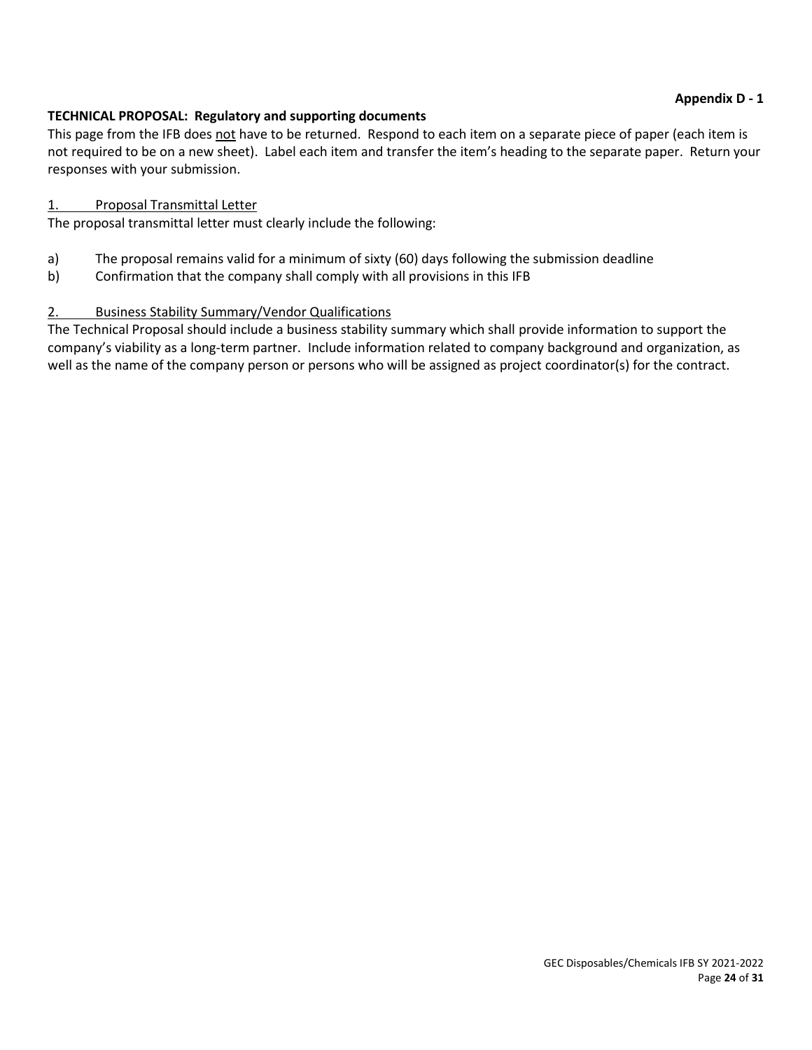**Appendix D - 1**

**TECHNICAL PROPOSAL: Regulatory and supporting documents**

This page from the IFB does not have to be returned. Respond to each item on a separate piece of paper (each item is not required to be on a new sheet). Label each item and transfer the item's heading to the separate paper. Return your responses with your submission.

1. Proposal Transmittal Letter

The proposal transmittal letter must clearly include the following:

a) The proposal remains valid for a minimum of sixty (60) days following the submission deadline

b) Confirmation that the company shall comply with all provisions in this IFB

2. Business Stability Summary/Vendor Qualifications

The Technical Proposal should include a business stability summary which shall provide information to support the company's viability as a long-term partner. Include information related to company background and organization, as well as the name of the company person or persons who will be assigned as project coordinator(s) for the contract.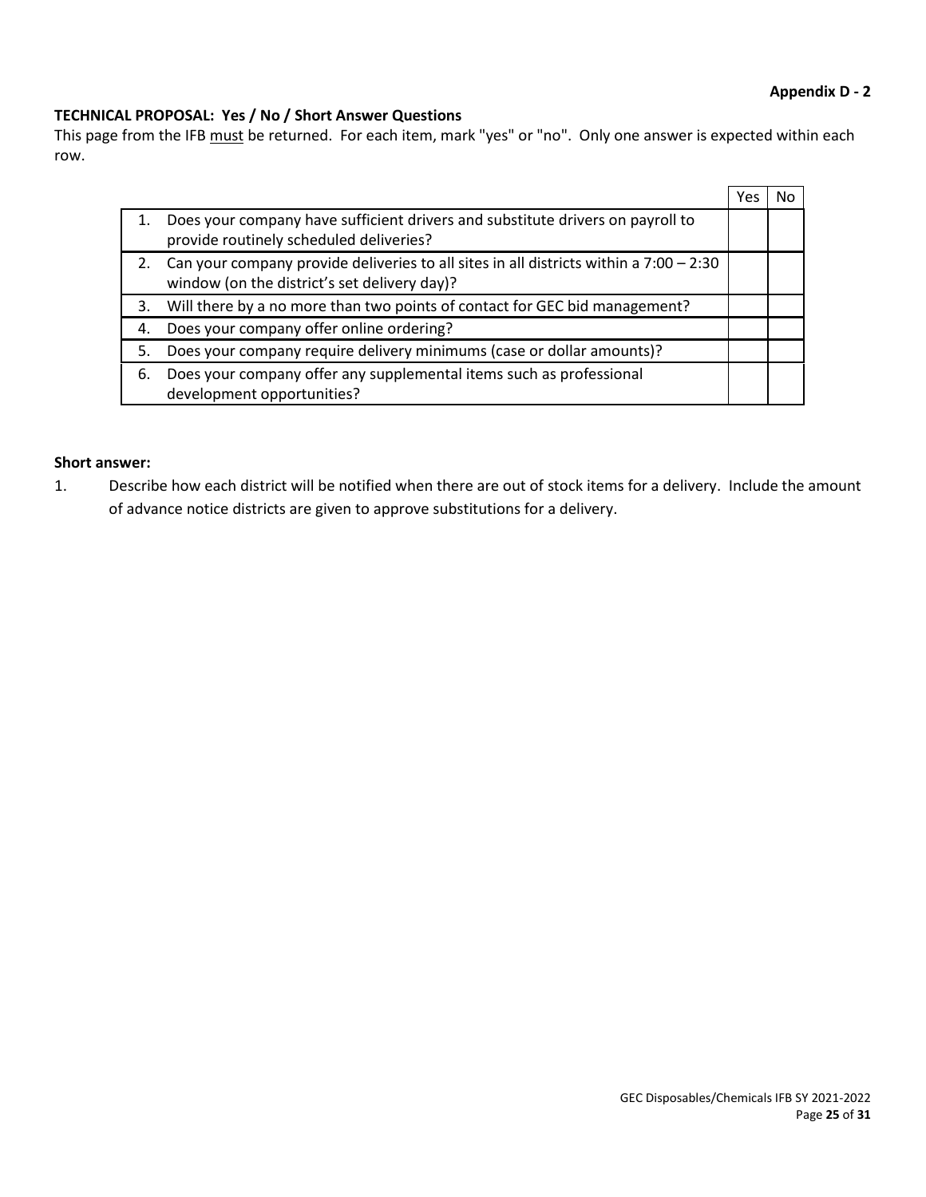**Appendix D - 2**

**TECHNICAL PROPOSAL: Yes / No / Short Answer Questions**

This page from the IFB must be returned. For each item, mark "yes" or "no". Only one answer is expected within each row.

| | Yes | No |
|---|---|---|
| 1. Does your company have sufficient drivers and substitute drivers on payroll to provide routinely scheduled deliveries? | | |
| 2. Can your company provide deliveries to all sites in all districts within a 7:00 – 2:30 window (on the district's set delivery day)? | | |
| 3. Will there by a no more than two points of contact for GEC bid management? | | |
| 4. Does your company offer online ordering? | | |
| 5. Does your company require delivery minimums (case or dollar amounts)? | | |
| 6. Does your company offer any supplemental items such as professional development opportunities? | | |

**Short answer:**

1. Describe how each district will be notified when there are out of stock items for a delivery. Include the amount of advance notice districts are given to approve substitutions for a delivery.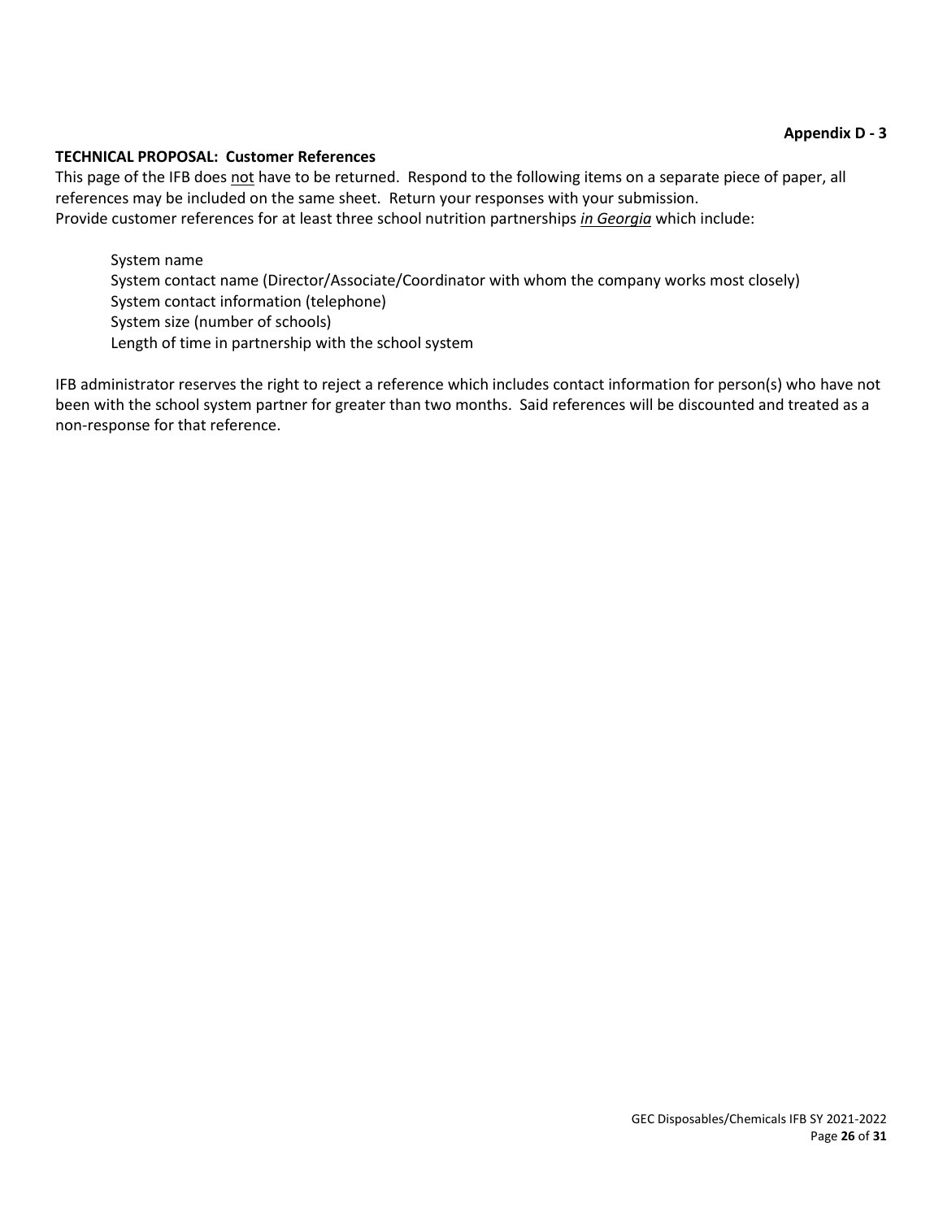**Appendix D - 3**

**TECHNICAL PROPOSAL: Customer References**

This page of the IFB does <u>not</u> have to be returned. Respond to the following items on a separate piece of paper, all references may be included on the same sheet. Return your responses with your submission.
Provide customer references for at least three school nutrition partnerships <u>*in Georgia*</u> which include:

- System name
- System contact name (Director/Associate/Coordinator with whom the company works most closely)
- System contact information (telephone)
- System size (number of schools)
- Length of time in partnership with the school system

IFB administrator reserves the right to reject a reference which includes contact information for person(s) who have not been with the school system partner for greater than two months. Said references will be discounted and treated as a non-response for that reference.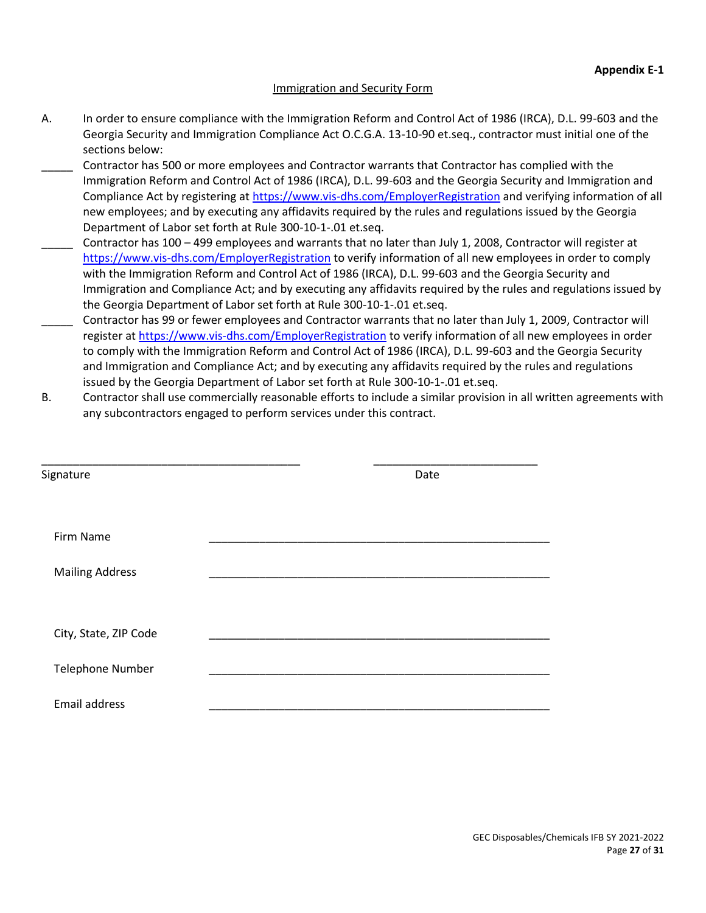**Appendix E-1**

Immigration and Security Form

A. In order to ensure compliance with the Immigration Reform and Control Act of 1986 (IRCA), D.L. 99-603 and the Georgia Security and Immigration Compliance Act O.C.G.A. 13-10-90 et.seq., contractor must initial one of the sections below:

_____ Contractor has 500 or more employees and Contractor warrants that Contractor has complied with the Immigration Reform and Control Act of 1986 (IRCA), D.L. 99-603 and the Georgia Security and Immigration and Compliance Act by registering at https://www.vis-dhs.com/EmployerRegistration and verifying information of all new employees; and by executing any affidavits required by the rules and regulations issued by the Georgia Department of Labor set forth at Rule 300-10-1-.01 et.seq.

_____ Contractor has 100 – 499 employees and warrants that no later than July 1, 2008, Contractor will register at https://www.vis-dhs.com/EmployerRegistration to verify information of all new employees in order to comply with the Immigration Reform and Control Act of 1986 (IRCA), D.L. 99-603 and the Georgia Security and Immigration and Compliance Act; and by executing any affidavits required by the rules and regulations issued by the Georgia Department of Labor set forth at Rule 300-10-1-.01 et.seq.

_____ Contractor has 99 or fewer employees and Contractor warrants that no later than July 1, 2009, Contractor will register at https://www.vis-dhs.com/EmployerRegistration to verify information of all new employees in order to comply with the Immigration Reform and Control Act of 1986 (IRCA), D.L. 99-603 and the Georgia Security and Immigration and Compliance Act; and by executing any affidavits required by the rules and regulations issued by the Georgia Department of Labor set forth at Rule 300-10-1-.01 et.seq.

B. Contractor shall use commercially reasonable efforts to include a similar provision in all written agreements with any subcontractors engaged to perform services under this contract.

_________________________________________ __________________________

Signature Date

Firm Name _______________________________________________________

Mailing Address _______________________________________________________

City, State, ZIP Code _______________________________________________________

Telephone Number _______________________________________________________

Email address _______________________________________________________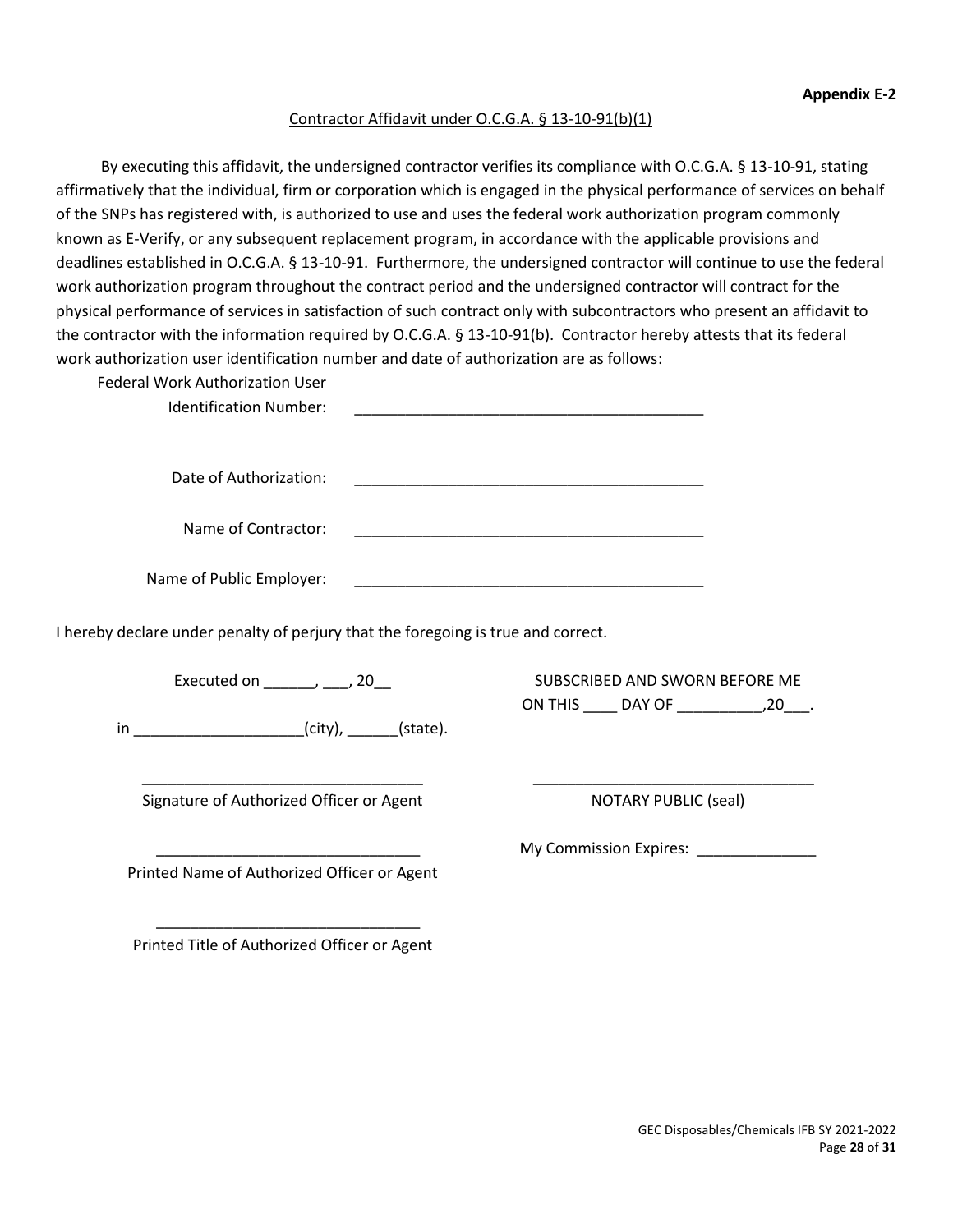**Appendix E-2**

Contractor Affidavit under O.C.G.A. § 13-10-91(b)(1)

By executing this affidavit, the undersigned contractor verifies its compliance with O.C.G.A. § 13-10-91, stating affirmatively that the individual, firm or corporation which is engaged in the physical performance of services on behalf of the SNPs has registered with, is authorized to use and uses the federal work authorization program commonly known as E-Verify, or any subsequent replacement program, in accordance with the applicable provisions and deadlines established in O.C.G.A. § 13-10-91. Furthermore, the undersigned contractor will continue to use the federal work authorization program throughout the contract period and the undersigned contractor will contract for the physical performance of services in satisfaction of such contract only with subcontractors who present an affidavit to the contractor with the information required by O.C.G.A. § 13-10-91(b). Contractor hereby attests that its federal work authorization user identification number and date of authorization are as follows:

Federal Work Authorization User Identification Number: ___________________________________________

Date of Authorization: ___________________________________________

Name of Contractor: ___________________________________________

Name of Public Employer: ___________________________________________

I hereby declare under penalty of perjury that the foregoing is true and correct.

Executed on ______, ___, 20__

in ____________________(city), ______(state).

_________________________________
Signature of Authorized Officer or Agent

_______________________________
Printed Name of Authorized Officer or Agent

_______________________________
Printed Title of Authorized Officer or Agent

SUBSCRIBED AND SWORN BEFORE ME ON THIS ____ DAY OF __________,20___.

_________________________________
NOTARY PUBLIC (seal)

My Commission Expires: ______________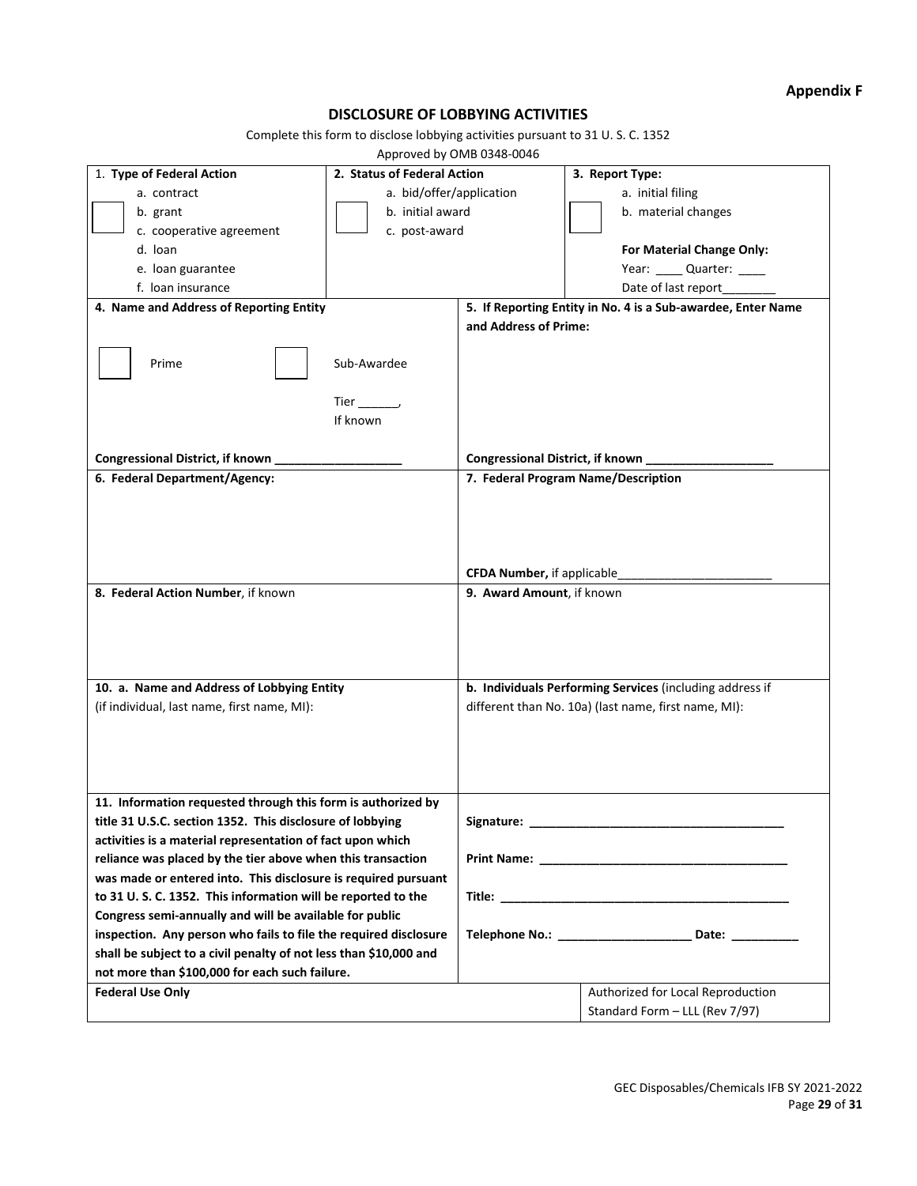**Appendix F**

## DISCLOSURE OF LOBBYING ACTIVITIES

Complete this form to disclose lobbying activities pursuant to 31 U. S. C. 1352

Approved by OMB 0348-0046

| 1. **Type of Federal Action** | 2. **Status of Federal Action** | 3. **Report Type:** |
|---|---|---|
| ☐ a. contract<br>b. grant<br>c. cooperative agreement<br>d. loan<br>e. loan guarantee<br>f. loan insurance | ☐ a. bid/offer/application<br>b. initial award<br>c. post-award | ☐ a. initial filing<br>b. material changes<br><br>**For Material Change Only:**<br>Year: ____ Quarter: ____<br>Date of last report________ |

| **4. Name and Address of Reporting Entity** | **5. If Reporting Entity in No. 4 is a Sub-awardee, Enter Name and Address of Prime:** |
|---|---|
| ☐ Prime ☐ Sub-Awardee<br><br>Tier ______, If known<br><br>**Congressional District, if known** ___________________ | <br><br><br><br>**Congressional District, if known** ___________________ |
| **6. Federal Department/Agency:** | **7. Federal Program Name/Description**<br><br>**CFDA Number,** if applicable_______________________ |
| **8. Federal Action Number**, if known | **9. Award Amount**, if known |
| **10. a. Name and Address of Lobbying Entity**<br>(if individual, last name, first name, MI): | **b. Individuals Performing Services** (including address if different than No. 10a) (last name, first name, MI): |
| **11. Information requested through this form is authorized by title 31 U.S.C. section 1352. This disclosure of lobbying activities is a material representation of fact upon which reliance was placed by the tier above when this transaction was made or entered into. This disclosure is required pursuant to 31 U. S. C. 1352. This information will be reported to the Congress semi-annually and will be available for public inspection. Any person who fails to file the required disclosure shall be subject to a civil penalty of not less than $10,000 and not more than $100,000 for each such failure.** | **Signature:** _____________________________________<br><br>**Print Name:** ____________________________________<br><br>**Title:** __________________________________________<br><br>**Telephone No.:** ____________________ **Date:** __________ |
| **Federal Use Only** | Authorized for Local Reproduction<br>Standard Form – LLL (Rev 7/97) |

GEC Disposables/Chemicals IFB SY 2021-2022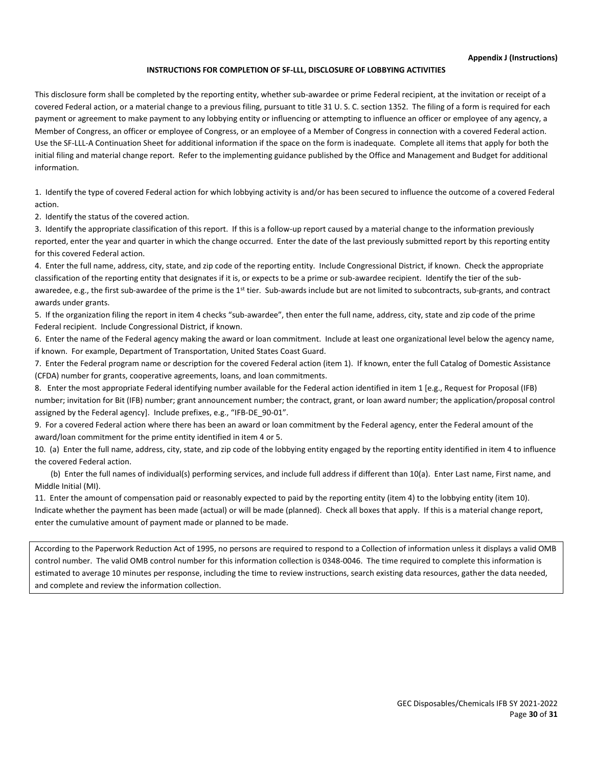**Appendix J (Instructions)**

**INSTRUCTIONS FOR COMPLETION OF SF-LLL, DISCLOSURE OF LOBBYING ACTIVITIES**

This disclosure form shall be completed by the reporting entity, whether sub-awardee or prime Federal recipient, at the invitation or receipt of a covered Federal action, or a material change to a previous filing, pursuant to title 31 U. S. C. section 1352. The filing of a form is required for each payment or agreement to make payment to any lobbying entity or influencing or attempting to influence an officer or employee of any agency, a Member of Congress, an officer or employee of Congress, or an employee of a Member of Congress in connection with a covered Federal action. Use the SF-LLL-A Continuation Sheet for additional information if the space on the form is inadequate. Complete all items that apply for both the initial filing and material change report. Refer to the implementing guidance published by the Office and Management and Budget for additional information.

1. Identify the type of covered Federal action for which lobbying activity is and/or has been secured to influence the outcome of a covered Federal action.
2. Identify the status of the covered action.
3. Identify the appropriate classification of this report. If this is a follow-up report caused by a material change to the information previously reported, enter the year and quarter in which the change occurred. Enter the date of the last previously submitted report by this reporting entity for this covered Federal action.
4. Enter the full name, address, city, state, and zip code of the reporting entity. Include Congressional District, if known. Check the appropriate classification of the reporting entity that designates if it is, or expects to be a prime or sub-awardee recipient. Identify the tier of the sub-awaredee, e.g., the first sub-awardee of the prime is the 1st tier. Sub-awards include but are not limited to subcontracts, sub-grants, and contract awards under grants.
5. If the organization filing the report in item 4 checks "sub-awardee", then enter the full name, address, city, state and zip code of the prime Federal recipient. Include Congressional District, if known.
6. Enter the name of the Federal agency making the award or loan commitment. Include at least one organizational level below the agency name, if known. For example, Department of Transportation, United States Coast Guard.
7. Enter the Federal program name or description for the covered Federal action (item 1). If known, enter the full Catalog of Domestic Assistance (CFDA) number for grants, cooperative agreements, loans, and loan commitments.
8. Enter the most appropriate Federal identifying number available for the Federal action identified in item 1 [e.g., Request for Proposal (IFB) number; invitation for Bit (IFB) number; grant announcement number; the contract, grant, or loan award number; the application/proposal control assigned by the Federal agency]. Include prefixes, e.g., "IFB-DE_90-01".
9. For a covered Federal action where there has been an award or loan commitment by the Federal agency, enter the Federal amount of the award/loan commitment for the prime entity identified in item 4 or 5.
10. (a) Enter the full name, address, city, state, and zip code of the lobbying entity engaged by the reporting entity identified in item 4 to influence the covered Federal action.

    (b) Enter the full names of individual(s) performing services, and include full address if different than 10(a). Enter Last name, First name, and Middle Initial (MI).
11. Enter the amount of compensation paid or reasonably expected to paid by the reporting entity (item 4) to the lobbying entity (item 10). Indicate whether the payment has been made (actual) or will be made (planned). Check all boxes that apply. If this is a material change report, enter the cumulative amount of payment made or planned to be made.

According to the Paperwork Reduction Act of 1995, no persons are required to respond to a Collection of information unless it displays a valid OMB control number. The valid OMB control number for this information collection is 0348-0046. The time required to complete this information is estimated to average 10 minutes per response, including the time to review instructions, search existing data resources, gather the data needed, and complete and review the information collection.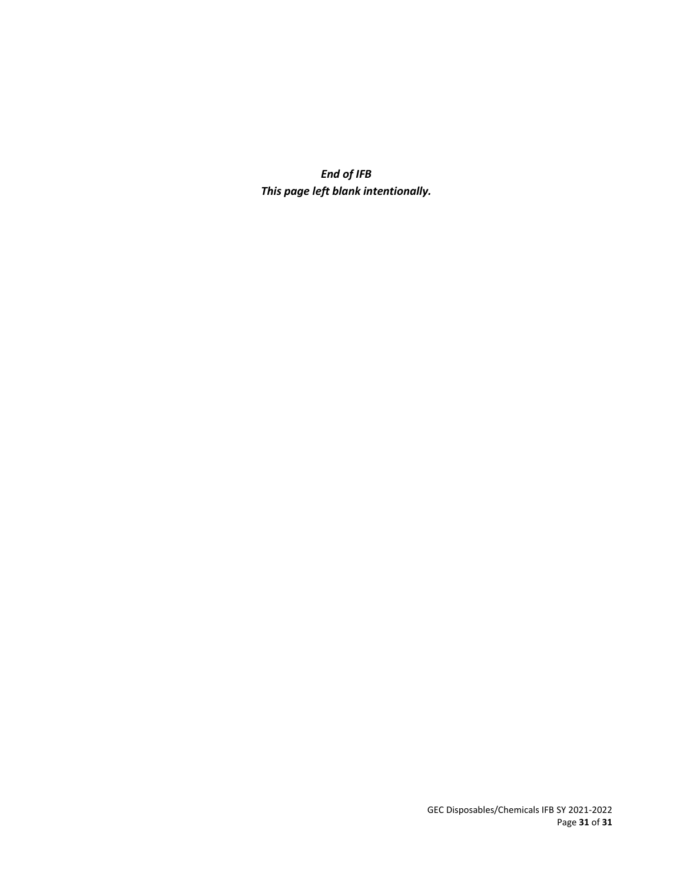***End of IFB***
***This page left blank intentionally.***